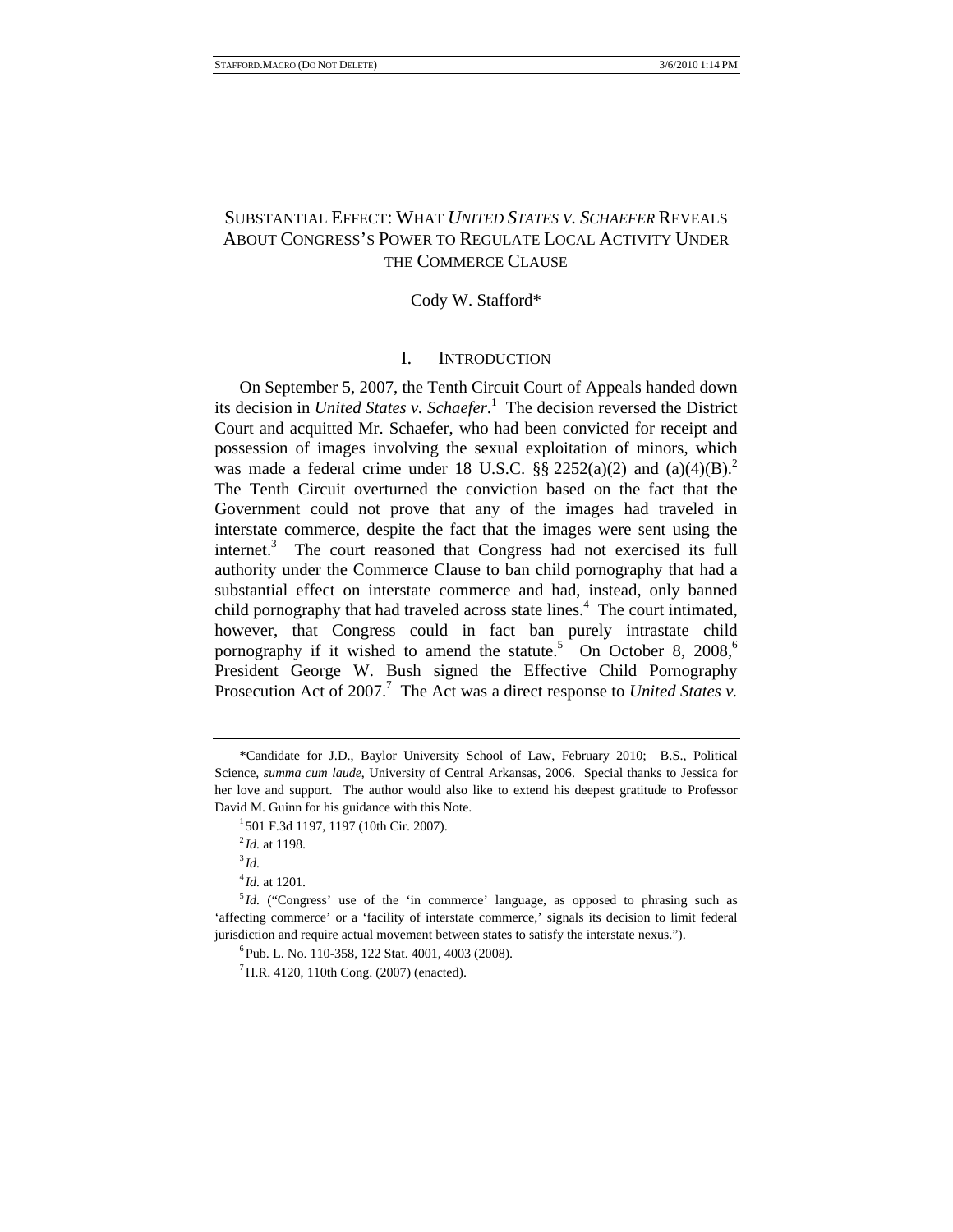# SUBSTANTIAL EFFECT: WHAT *UNITED STATES V. SCHAEFER* REVEALS ABOUT CONGRESS'S POWER TO REGULATE LOCAL ACTIVITY UNDER THE COMMERCE CLAUSE

Cody W. Stafford*

## I. INTRODUCTION

On September 5, 2007, the Tenth Circuit Court of Appeals handed down its decision in *United States v. Schaefer*.[1] The decision reversed the District Court and acquitted Mr. Schaefer, who had been convicted for receipt and possession of images involving the sexual exploitation of minors, which was made a federal crime under 18 U.S.C. §§ 2252(a)(2) and (a)(4)(B).[2] The Tenth Circuit overturned the conviction based on the fact that the Government could not prove that any of the images had traveled in interstate commerce, despite the fact that the images were sent using the internet.[3] The court reasoned that Congress had not exercised its full authority under the Commerce Clause to ban child pornography that had a substantial effect on interstate commerce and had, instead, only banned child pornography that had traveled across state lines.[4] The court intimated, however, that Congress could in fact ban purely intrastate child pornography if it wished to amend the statute.[5] On October 8, 2008,[6] President George W. Bush signed the Effective Child Pornography Prosecution Act of 2007.[7] The Act was a direct response to *United States v.*

---

*Candidate for J.D., Baylor University School of Law, February 2010; B.S., Political Science, *summa cum laude*, University of Central Arkansas, 2006. Special thanks to Jessica for her love and support. The author would also like to extend his deepest gratitude to Professor David M. Guinn for his guidance with this Note.

[1] 501 F.3d 1197, 1197 (10th Cir. 2007).

[2] *Id.* at 1198.

[3] *Id.*

[4] *Id.* at 1201.

[5] *Id.* ("Congress' use of the 'in commerce' language, as opposed to phrasing such as 'affecting commerce' or a 'facility of interstate commerce,' signals its decision to limit federal jurisdiction and require actual movement between states to satisfy the interstate nexus.").

[6] Pub. L. No. 110-358, 122 Stat. 4001, 4003 (2008).

[7] H.R. 4120, 110th Cong. (2007) (enacted).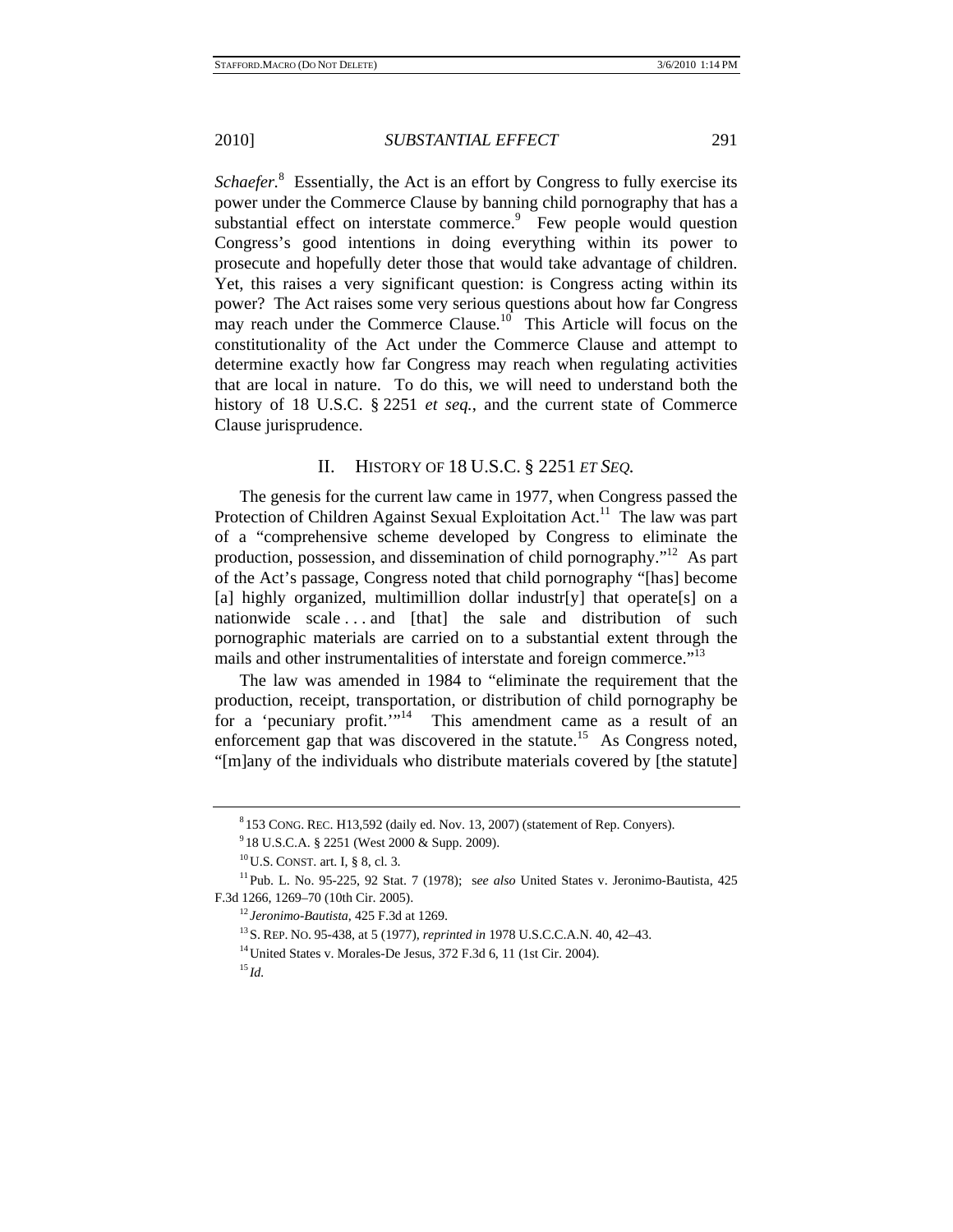*Schaefer.*[8] Essentially, the Act is an effort by Congress to fully exercise its power under the Commerce Clause by banning child pornography that has a substantial effect on interstate commerce.[9] Few people would question Congress's good intentions in doing everything within its power to prosecute and hopefully deter those that would take advantage of children. Yet, this raises a very significant question: is Congress acting within its power? The Act raises some very serious questions about how far Congress may reach under the Commerce Clause.[10] This Article will focus on the constitutionality of the Act under the Commerce Clause and attempt to determine exactly how far Congress may reach when regulating activities that are local in nature. To do this, we will need to understand both the history of 18 U.S.C. § 2251 *et seq.*, and the current state of Commerce Clause jurisprudence.

## II. HISTORY OF 18 U.S.C. § 2251 *ET SEQ.*

The genesis for the current law came in 1977, when Congress passed the Protection of Children Against Sexual Exploitation Act.[11] The law was part of a "comprehensive scheme developed by Congress to eliminate the production, possession, and dissemination of child pornography."[12] As part of the Act's passage, Congress noted that child pornography "[has] become [a] highly organized, multimillion dollar industr[y] that operate[s] on a nationwide scale . . . and [that] the sale and distribution of such pornographic materials are carried on to a substantial extent through the mails and other instrumentalities of interstate and foreign commerce."[13]

The law was amended in 1984 to "eliminate the requirement that the production, receipt, transportation, or distribution of child pornography be for a 'pecuniary profit.'"[14] This amendment came as a result of an enforcement gap that was discovered in the statute.[15] As Congress noted, "[m]any of the individuals who distribute materials covered by [the statute]

---

[8] 153 CONG. REC. H13,592 (daily ed. Nov. 13, 2007) (statement of Rep. Conyers).

[9] 18 U.S.C.A. § 2251 (West 2000 & Supp. 2009).

[10] U.S. CONST. art. I, § 8, cl. 3.

[11] Pub. L. No. 95-225, 92 Stat. 7 (1978); *see also* United States v. Jeronimo-Bautista, 425 F.3d 1266, 1269–70 (10th Cir. 2005).

[12] *Jeronimo-Bautista*, 425 F.3d at 1269.

[13] S. REP. NO. 95-438, at 5 (1977), *reprinted in* 1978 U.S.C.C.A.N. 40, 42–43.

[14] United States v. Morales-De Jesus, 372 F.3d 6, 11 (1st Cir. 2004).

[15] *Id.*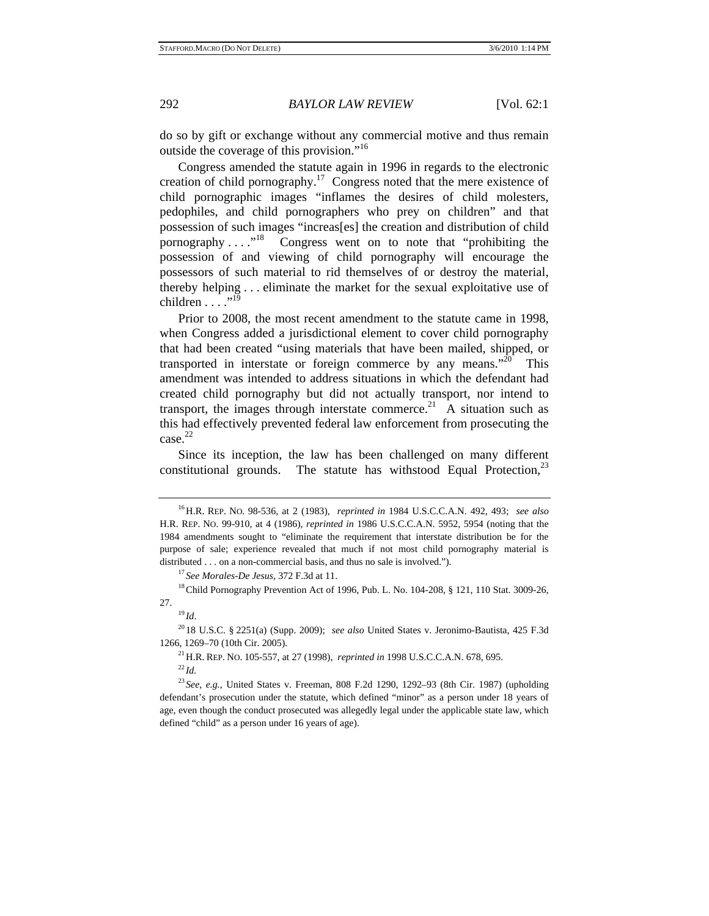do so by gift or exchange without any commercial motive and thus remain outside the coverage of this provision."[16]

Congress amended the statute again in 1996 in regards to the electronic creation of child pornography.[17] Congress noted that the mere existence of child pornographic images "inflames the desires of child molesters, pedophiles, and child pornographers who prey on children" and that possession of such images "increas[es] the creation and distribution of child pornography . . . ."[18] Congress went on to note that "prohibiting the possession of and viewing of child pornography will encourage the possessors of such material to rid themselves of or destroy the material, thereby helping . . . eliminate the market for the sexual exploitative use of children . . . ."[19]

Prior to 2008, the most recent amendment to the statute came in 1998, when Congress added a jurisdictional element to cover child pornography that had been created "using materials that have been mailed, shipped, or transported in interstate or foreign commerce by any means."[20] This amendment was intended to address situations in which the defendant had created child pornography but did not actually transport, nor intend to transport, the images through interstate commerce.[21] A situation such as this had effectively prevented federal law enforcement from prosecuting the case.[22]

Since its inception, the law has been challenged on many different constitutional grounds. The statute has withstood Equal Protection,[23]

---

[16] H.R. REP. NO. 98-536, at 2 (1983), *reprinted in* 1984 U.S.C.C.A.N. 492, 493; *see also* H.R. REP. NO. 99-910, at 4 (1986), *reprinted in* 1986 U.S.C.C.A.N. 5952, 5954 (noting that the 1984 amendments sought to "eliminate the requirement that interstate distribution be for the purpose of sale; experience revealed that much if not most child pornography material is distributed . . . on a non-commercial basis, and thus no sale is involved.").

[17] *See Morales-De Jesus*, 372 F.3d at 11.

[18] Child Pornography Prevention Act of 1996, Pub. L. No. 104-208, § 121, 110 Stat. 3009-26, 27.

[19] *Id*.

[20] 18 U.S.C. § 2251(a) (Supp. 2009); *see also* United States v. Jeronimo-Bautista, 425 F.3d 1266, 1269–70 (10th Cir. 2005).

[21] H.R. REP. NO. 105-557, at 27 (1998), *reprinted in* 1998 U.S.C.C.A.N. 678, 695.

[22] *Id.*

[23] *See, e.g.*, United States v. Freeman, 808 F.2d 1290, 1292–93 (8th Cir. 1987) (upholding defendant's prosecution under the statute, which defined "minor" as a person under 18 years of age, even though the conduct prosecuted was allegedly legal under the applicable state law, which defined "child" as a person under 16 years of age).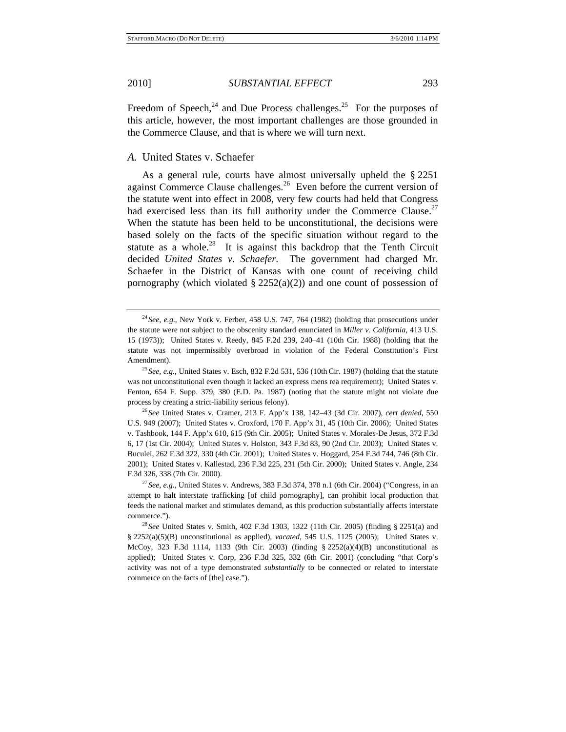Freedom of Speech,[24] and Due Process challenges.[25] For the purposes of this article, however, the most important challenges are those grounded in the Commerce Clause, and that is where we will turn next.

### *A.* United States v. Schaefer

As a general rule, courts have almost universally upheld the § 2251 against Commerce Clause challenges.[26] Even before the current version of the statute went into effect in 2008, very few courts had held that Congress had exercised less than its full authority under the Commerce Clause.[27] When the statute has been held to be unconstitutional, the decisions were based solely on the facts of the specific situation without regard to the statute as a whole.[28] It is against this backdrop that the Tenth Circuit decided *United States v. Schaefer*. The government had charged Mr. Schaefer in the District of Kansas with one count of receiving child pornography (which violated § 2252(a)(2)) and one count of possession of

---

[24] *See, e.g.*, New York v. Ferber, 458 U.S. 747, 764 (1982) (holding that prosecutions under the statute were not subject to the obscenity standard enunciated in *Miller v. California*, 413 U.S. 15 (1973)); United States v. Reedy, 845 F.2d 239, 240–41 (10th Cir. 1988) (holding that the statute was not impermissibly overbroad in violation of the Federal Constitution's First Amendment).

[25] *See, e.g.*, United States v. Esch, 832 F.2d 531, 536 (10th Cir. 1987) (holding that the statute was not unconstitutional even though it lacked an express mens rea requirement); United States v. Fenton, 654 F. Supp. 379, 380 (E.D. Pa. 1987) (noting that the statute might not violate due process by creating a strict-liability serious felony).

[26] *See* United States v. Cramer, 213 F. App'x 138, 142–43 (3d Cir. 2007), *cert denied*, 550 U.S. 949 (2007); United States v. Croxford, 170 F. App'x 31, 45 (10th Cir. 2006); United States v. Tashbook, 144 F. App'x 610, 615 (9th Cir. 2005); United States v. Morales-De Jesus, 372 F.3d 6, 17 (1st Cir. 2004); United States v. Holston, 343 F.3d 83, 90 (2nd Cir. 2003); United States v. Buculei, 262 F.3d 322, 330 (4th Cir. 2001); United States v. Hoggard, 254 F.3d 744, 746 (8th Cir. 2001); United States v. Kallestad, 236 F.3d 225, 231 (5th Cir. 2000); United States v. Angle, 234 F.3d 326, 338 (7th Cir. 2000).

[27] *See, e.g.*, United States v. Andrews, 383 F.3d 374, 378 n.1 (6th Cir. 2004) ("Congress, in an attempt to halt interstate trafficking [of child pornography], can prohibit local production that feeds the national market and stimulates demand, as this production substantially affects interstate commerce.").

[28] *See* United States v. Smith, 402 F.3d 1303, 1322 (11th Cir. 2005) (finding § 2251(a) and § 2252(a)(5)(B) unconstitutional as applied), *vacated*, 545 U.S. 1125 (2005); United States v. McCoy, 323 F.3d 1114, 1133 (9th Cir. 2003) (finding § 2252(a)(4)(B) unconstitutional as applied); United States v. Corp, 236 F.3d 325, 332 (6th Cir. 2001) (concluding "that Corp's activity was not of a type demonstrated *substantially* to be connected or related to interstate commerce on the facts of [the] case.").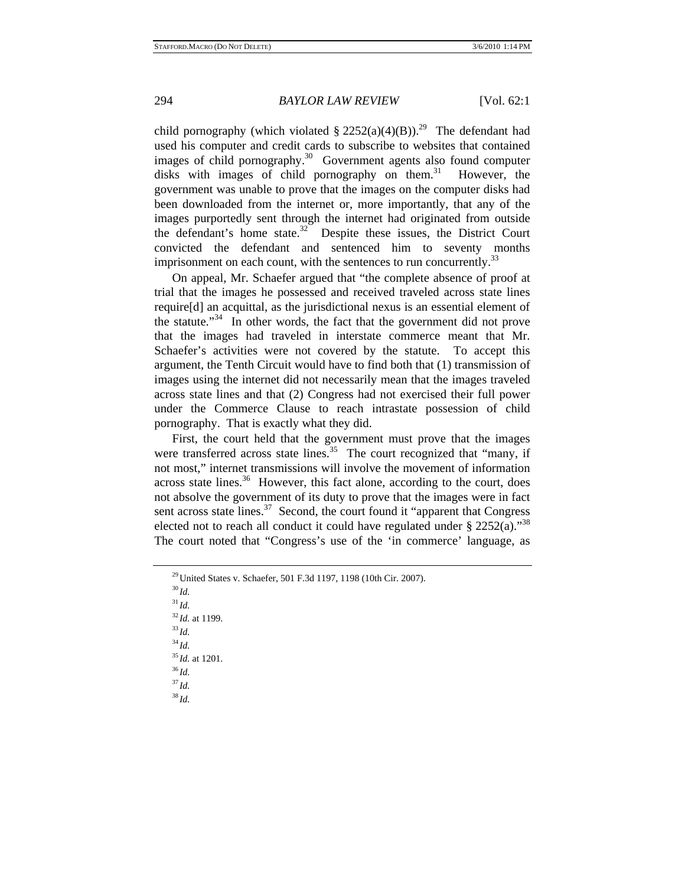child pornography (which violated § 2252(a)(4)(B)).[29] The defendant had used his computer and credit cards to subscribe to websites that contained images of child pornography.[30] Government agents also found computer disks with images of child pornography on them.[31] However, the government was unable to prove that the images on the computer disks had been downloaded from the internet or, more importantly, that any of the images purportedly sent through the internet had originated from outside the defendant's home state.[32] Despite these issues, the District Court convicted the defendant and sentenced him to seventy months imprisonment on each count, with the sentences to run concurrently.[33]

On appeal, Mr. Schaefer argued that "the complete absence of proof at trial that the images he possessed and received traveled across state lines require[d] an acquittal, as the jurisdictional nexus is an essential element of the statute."[34] In other words, the fact that the government did not prove that the images had traveled in interstate commerce meant that Mr. Schaefer's activities were not covered by the statute. To accept this argument, the Tenth Circuit would have to find both that (1) transmission of images using the internet did not necessarily mean that the images traveled across state lines and that (2) Congress had not exercised their full power under the Commerce Clause to reach intrastate possession of child pornography. That is exactly what they did.

First, the court held that the government must prove that the images were transferred across state lines.[35] The court recognized that "many, if not most," internet transmissions will involve the movement of information across state lines.[36] However, this fact alone, according to the court, does not absolve the government of its duty to prove that the images were in fact sent across state lines.[37] Second, the court found it "apparent that Congress elected not to reach all conduct it could have regulated under § 2252(a)."[38] The court noted that "Congress's use of the 'in commerce' language, as

---

[29] United States v. Schaefer, 501 F.3d 1197, 1198 (10th Cir. 2007).

[30] *Id.*

[31] *Id.*

[32] *Id.* at 1199.

[33] *Id.*

[34] *Id.*

[35] *Id.* at 1201.

[36] *Id.*

[37] *Id.*

[38] *Id.*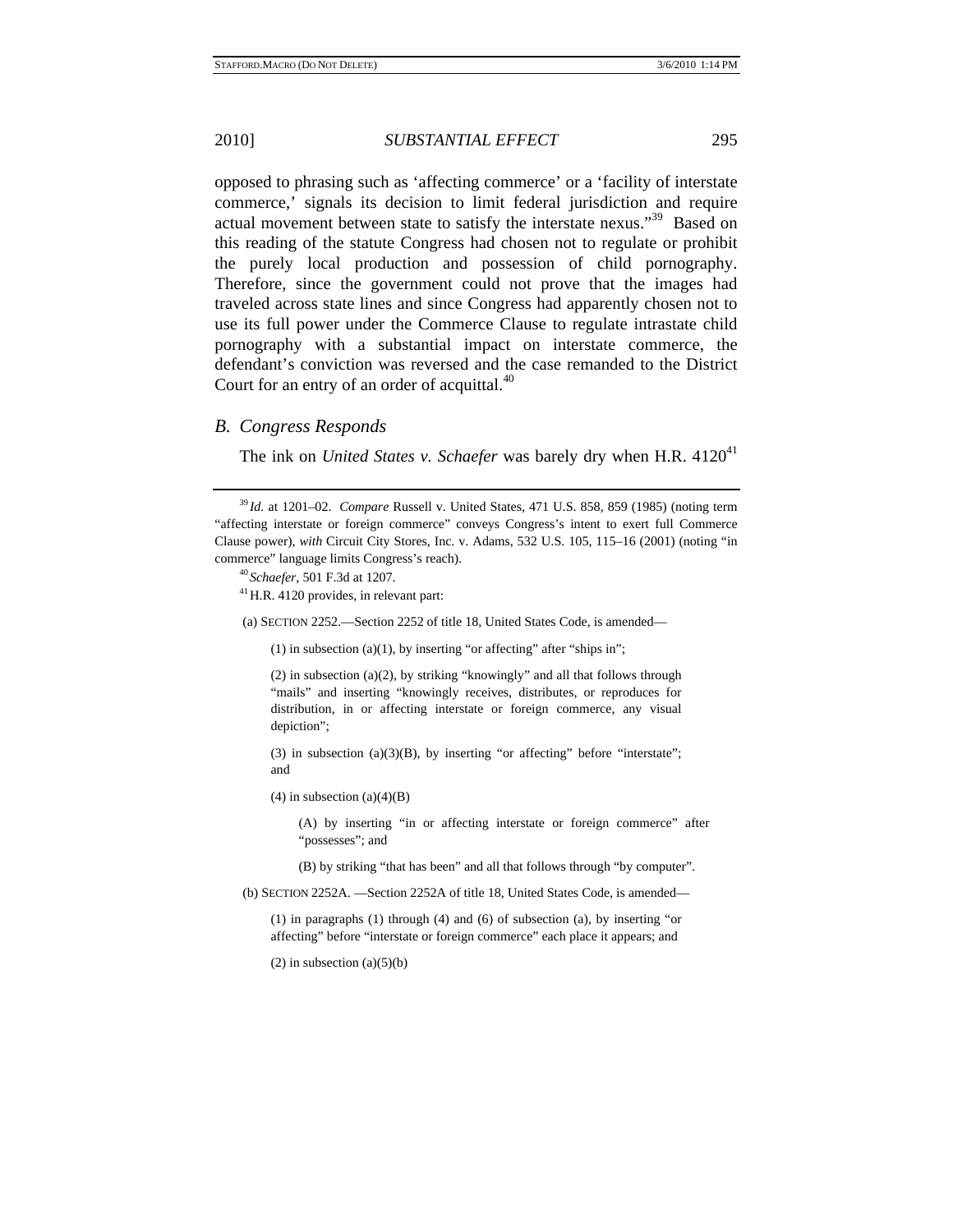opposed to phrasing such as 'affecting commerce' or a 'facility of interstate commerce,' signals its decision to limit federal jurisdiction and require actual movement between state to satisfy the interstate nexus."[39] Based on this reading of the statute Congress had chosen not to regulate or prohibit the purely local production and possession of child pornography. Therefore, since the government could not prove that the images had traveled across state lines and since Congress had apparently chosen not to use its full power under the Commerce Clause to regulate intrastate child pornography with a substantial impact on interstate commerce, the defendant's conviction was reversed and the case remanded to the District Court for an entry of an order of acquittal.[40]

### *B. Congress Responds*

The ink on *United States v. Schaefer* was barely dry when H.R. 4120[41]

---

[39] *Id.* at 1201–02. *Compare* Russell v. United States, 471 U.S. 858, 859 (1985) (noting term "affecting interstate or foreign commerce" conveys Congress's intent to exert full Commerce Clause power), *with* Circuit City Stores, Inc. v. Adams, 532 U.S. 105, 115–16 (2001) (noting "in commerce" language limits Congress's reach).

[40] *Schaefer*, 501 F.3d at 1207.

[41] H.R. 4120 provides, in relevant part:

> (a) SECTION 2252.—Section 2252 of title 18, United States Code, is amended—
>
> (1) in subsection (a)(1), by inserting "or affecting" after "ships in";
>
> (2) in subsection (a)(2), by striking "knowingly" and all that follows through "mails" and inserting "knowingly receives, distributes, or reproduces for distribution, in or affecting interstate or foreign commerce, any visual depiction";
>
> (3) in subsection (a)(3)(B), by inserting "or affecting" before "interstate"; and
>
> (4) in subsection (a)(4)(B)
>
> (A) by inserting "in or affecting interstate or foreign commerce" after "possesses"; and
>
> (B) by striking "that has been" and all that follows through "by computer".
>
> (b) SECTION 2252A. —Section 2252A of title 18, United States Code, is amended—
>
> (1) in paragraphs (1) through (4) and (6) of subsection (a), by inserting "or affecting" before "interstate or foreign commerce" each place it appears; and
>
> (2) in subsection (a)(5)(b)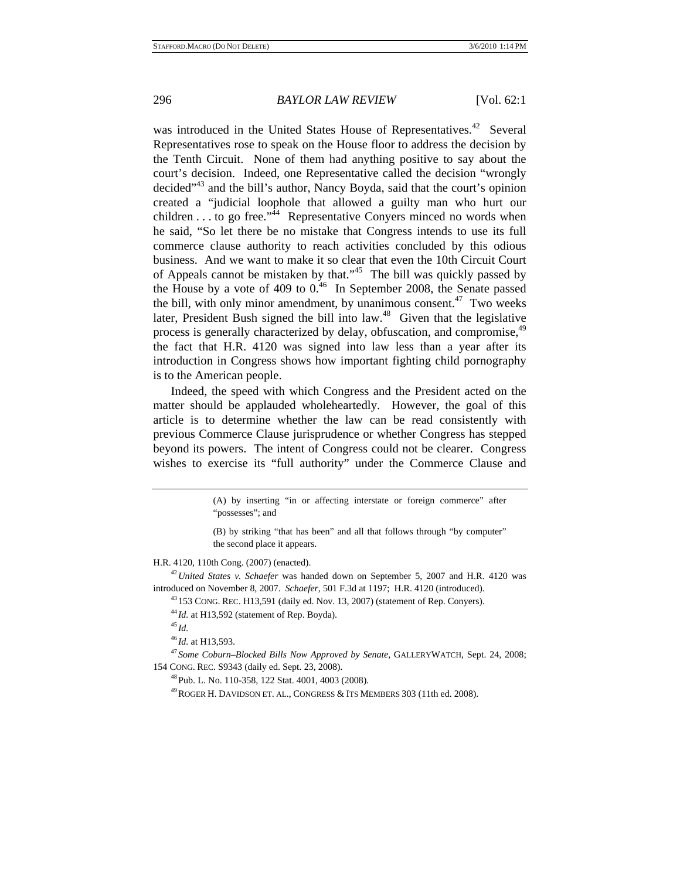was introduced in the United States House of Representatives.[42] Several Representatives rose to speak on the House floor to address the decision by the Tenth Circuit. None of them had anything positive to say about the court's decision. Indeed, one Representative called the decision "wrongly decided"[43] and the bill's author, Nancy Boyda, said that the court's opinion created a "judicial loophole that allowed a guilty man who hurt our children . . . to go free."[44] Representative Conyers minced no words when he said, "So let there be no mistake that Congress intends to use its full commerce clause authority to reach activities concluded by this odious business. And we want to make it so clear that even the 10th Circuit Court of Appeals cannot be mistaken by that."[45] The bill was quickly passed by the House by a vote of 409 to 0.[46] In September 2008, the Senate passed the bill, with only minor amendment, by unanimous consent.[47] Two weeks later, President Bush signed the bill into law.[48] Given that the legislative process is generally characterized by delay, obfuscation, and compromise,[49] the fact that H.R. 4120 was signed into law less than a year after its introduction in Congress shows how important fighting child pornography is to the American people.

Indeed, the speed with which Congress and the President acted on the matter should be applauded wholeheartedly. However, the goal of this article is to determine whether the law can be read consistently with previous Commerce Clause jurisprudence or whether Congress has stepped beyond its powers. The intent of Congress could not be clearer. Congress wishes to exercise its "full authority" under the Commerce Clause and

---

> (A) by inserting "in or affecting interstate or foreign commerce" after "possesses"; and
>
> (B) by striking "that has been" and all that follows through "by computer" the second place it appears.

H.R. 4120, 110th Cong. (2007) (enacted).

[42] *United States v. Schaefer* was handed down on September 5, 2007 and H.R. 4120 was introduced on November 8, 2007. *Schaefer*, 501 F.3d at 1197; H.R. 4120 (introduced).

[43] 153 CONG. REC. H13,591 (daily ed. Nov. 13, 2007) (statement of Rep. Conyers).

[44] *Id.* at H13,592 (statement of Rep. Boyda).

[45] *Id.*

[46] *Id.* at H13,593.

[47] *Some Coburn–Blocked Bills Now Approved by Senate*, GALLERYWATCH, Sept. 24, 2008; 154 CONG. REC. S9343 (daily ed. Sept. 23, 2008).

[48] Pub. L. No. 110-358, 122 Stat. 4001, 4003 (2008).

[49] ROGER H. DAVIDSON ET. AL., CONGRESS & ITS MEMBERS 303 (11th ed. 2008).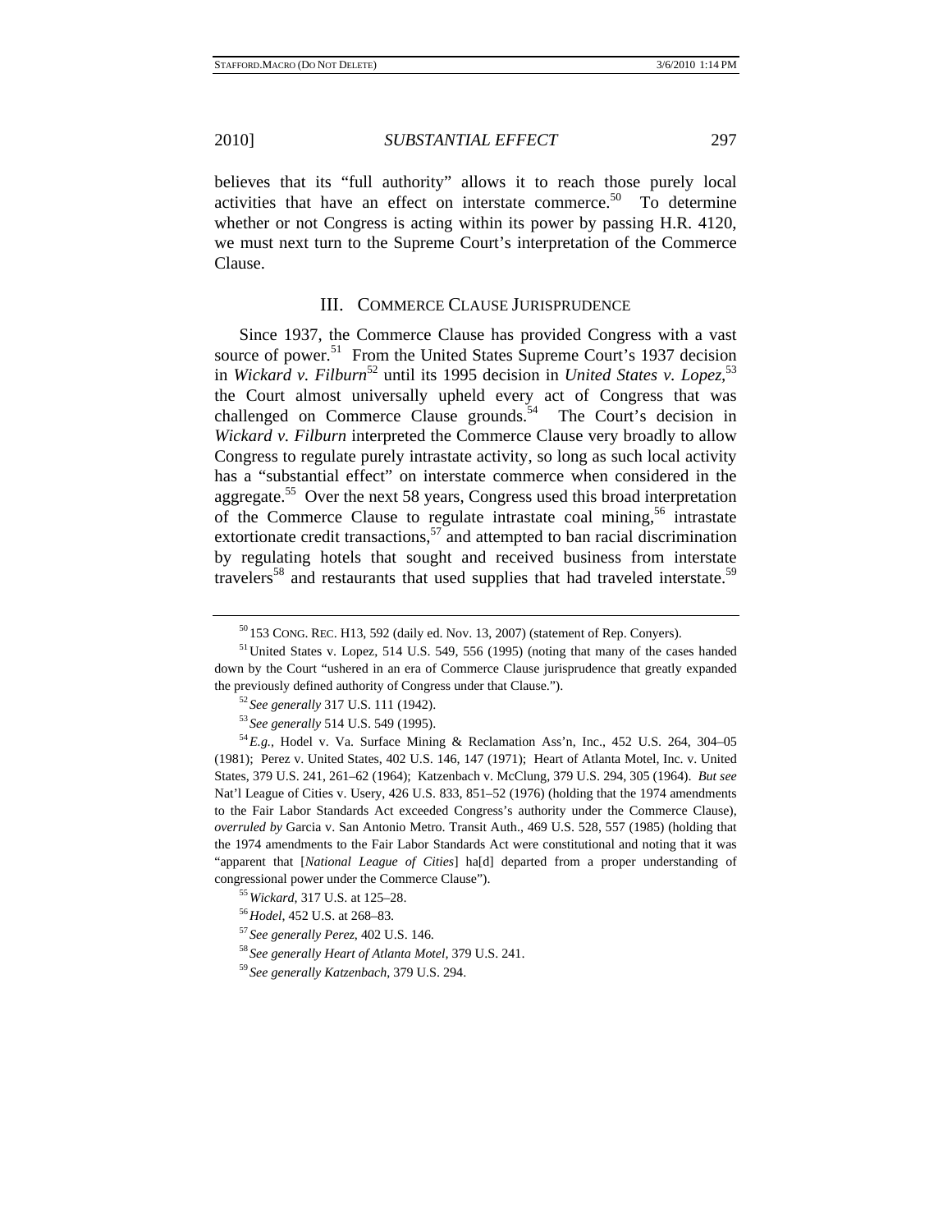believes that its "full authority" allows it to reach those purely local activities that have an effect on interstate commerce.[50] To determine whether or not Congress is acting within its power by passing H.R. 4120, we must next turn to the Supreme Court's interpretation of the Commerce Clause.

## III. COMMERCE CLAUSE JURISPRUDENCE

Since 1937, the Commerce Clause has provided Congress with a vast source of power.[51] From the United States Supreme Court's 1937 decision in *Wickard v. Filburn*[52] until its 1995 decision in *United States v. Lopez*,[53] the Court almost universally upheld every act of Congress that was challenged on Commerce Clause grounds.[54] The Court's decision in *Wickard v. Filburn* interpreted the Commerce Clause very broadly to allow Congress to regulate purely intrastate activity, so long as such local activity has a "substantial effect" on interstate commerce when considered in the aggregate.[55] Over the next 58 years, Congress used this broad interpretation of the Commerce Clause to regulate intrastate coal mining,[56] intrastate extortionate credit transactions,[57] and attempted to ban racial discrimination by regulating hotels that sought and received business from interstate travelers[58] and restaurants that used supplies that had traveled interstate.[59]

---

[50] 153 CONG. REC. H13, 592 (daily ed. Nov. 13, 2007) (statement of Rep. Conyers).

[51] United States v. Lopez, 514 U.S. 549, 556 (1995) (noting that many of the cases handed down by the Court "ushered in an era of Commerce Clause jurisprudence that greatly expanded the previously defined authority of Congress under that Clause.").

[52] *See generally* 317 U.S. 111 (1942).

[53] *See generally* 514 U.S. 549 (1995).

[54] *E.g.*, Hodel v. Va. Surface Mining & Reclamation Ass'n, Inc., 452 U.S. 264, 304–05 (1981); Perez v. United States, 402 U.S. 146, 147 (1971); Heart of Atlanta Motel, Inc. v. United States, 379 U.S. 241, 261–62 (1964); Katzenbach v. McClung, 379 U.S. 294, 305 (1964). *But see* Nat'l League of Cities v. Usery, 426 U.S. 833, 851–52 (1976) (holding that the 1974 amendments to the Fair Labor Standards Act exceeded Congress's authority under the Commerce Clause), *overruled by* Garcia v. San Antonio Metro. Transit Auth., 469 U.S. 528, 557 (1985) (holding that the 1974 amendments to the Fair Labor Standards Act were constitutional and noting that it was "apparent that [*National League of Cities*] ha[d] departed from a proper understanding of congressional power under the Commerce Clause").

[55] *Wickard*, 317 U.S. at 125–28.

[56] *Hodel*, 452 U.S. at 268–83.

[57] *See generally Perez*, 402 U.S. 146.

[58] *See generally Heart of Atlanta Motel*, 379 U.S. 241.

[59] *See generally Katzenbach*, 379 U.S. 294.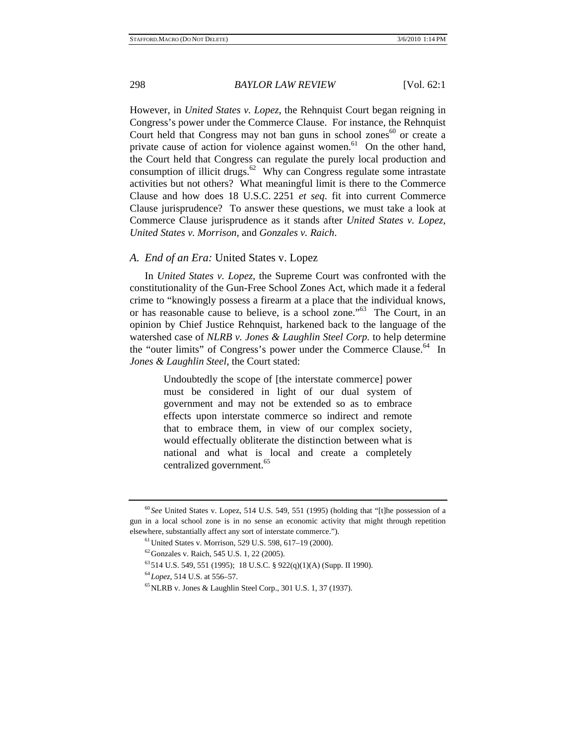However, in *United States v. Lopez*, the Rehnquist Court began reigning in Congress's power under the Commerce Clause. For instance, the Rehnquist Court held that Congress may not ban guns in school zones[60] or create a private cause of action for violence against women.[61] On the other hand, the Court held that Congress can regulate the purely local production and consumption of illicit drugs.[62] Why can Congress regulate some intrastate activities but not others? What meaningful limit is there to the Commerce Clause and how does 18 U.S.C. 2251 *et seq*. fit into current Commerce Clause jurisprudence? To answer these questions, we must take a look at Commerce Clause jurisprudence as it stands after *United States v. Lopez*, *United States v. Morrison*, and *Gonzales v. Raich*.

### *A. End of an Era:* United States v. Lopez

In *United States v. Lopez*, the Supreme Court was confronted with the constitutionality of the Gun-Free School Zones Act, which made it a federal crime to "knowingly possess a firearm at a place that the individual knows, or has reasonable cause to believe, is a school zone."[63] The Court, in an opinion by Chief Justice Rehnquist, harkened back to the language of the watershed case of *NLRB v. Jones & Laughlin Steel Corp.* to help determine the "outer limits" of Congress's power under the Commerce Clause.[64] In *Jones & Laughlin Steel*, the Court stated:

> Undoubtedly the scope of [the interstate commerce] power must be considered in light of our dual system of government and may not be extended so as to embrace effects upon interstate commerce so indirect and remote that to embrace them, in view of our complex society, would effectually obliterate the distinction between what is national and what is local and create a completely centralized government.[65]

---

[60] *See* United States v. Lopez, 514 U.S. 549, 551 (1995) (holding that "[t]he possession of a gun in a local school zone is in no sense an economic activity that might through repetition elsewhere, substantially affect any sort of interstate commerce.").

[61] United States v. Morrison, 529 U.S. 598, 617–19 (2000).

[62] Gonzales v. Raich, 545 U.S. 1, 22 (2005).

[63] 514 U.S. 549, 551 (1995); 18 U.S.C. § 922(q)(1)(A) (Supp. II 1990).

[64] *Lopez*, 514 U.S. at 556–57.

[65] NLRB v. Jones & Laughlin Steel Corp., 301 U.S. 1, 37 (1937).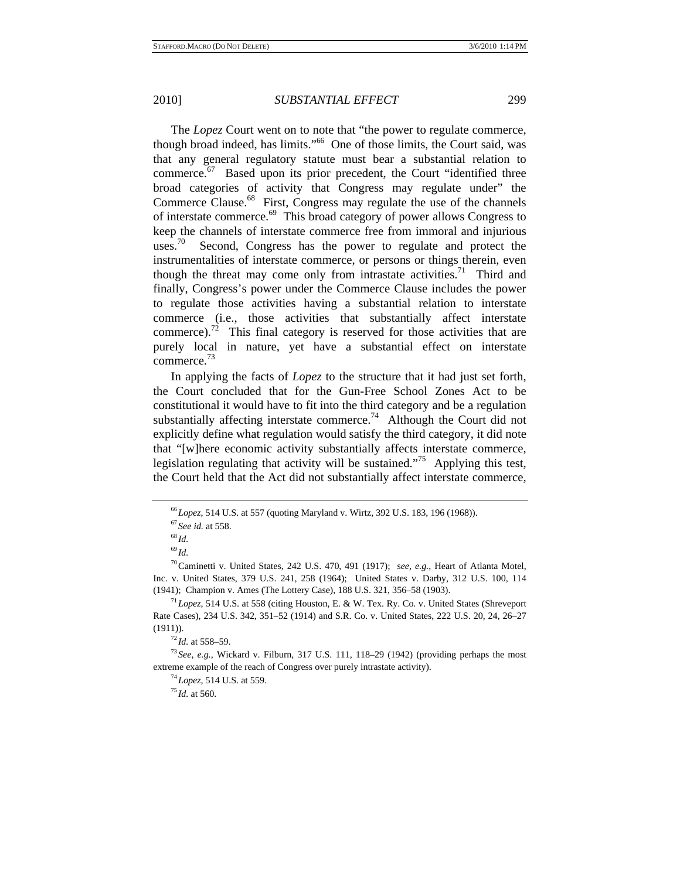The *Lopez* Court went on to note that "the power to regulate commerce, though broad indeed, has limits."[66] One of those limits, the Court said, was that any general regulatory statute must bear a substantial relation to commerce.[67] Based upon its prior precedent, the Court "identified three broad categories of activity that Congress may regulate under" the Commerce Clause.[68] First, Congress may regulate the use of the channels of interstate commerce.[69] This broad category of power allows Congress to keep the channels of interstate commerce free from immoral and injurious uses.[70] Second, Congress has the power to regulate and protect the instrumentalities of interstate commerce, or persons or things therein, even though the threat may come only from intrastate activities.[71] Third and finally, Congress's power under the Commerce Clause includes the power to regulate those activities having a substantial relation to interstate commerce (i.e., those activities that substantially affect interstate commerce).[72] This final category is reserved for those activities that are purely local in nature, yet have a substantial effect on interstate commerce.[73]

In applying the facts of *Lopez* to the structure that it had just set forth, the Court concluded that for the Gun-Free School Zones Act to be constitutional it would have to fit into the third category and be a regulation substantially affecting interstate commerce.[74] Although the Court did not explicitly define what regulation would satisfy the third category, it did note that "[w]here economic activity substantially affects interstate commerce, legislation regulating that activity will be sustained."[75] Applying this test, the Court held that the Act did not substantially affect interstate commerce,

---

[66] *Lopez*, 514 U.S. at 557 (quoting Maryland v. Wirtz, 392 U.S. 183, 196 (1968)).

[67] *See id.* at 558.

[68] *Id.*

[69] *Id.*

[70] Caminetti v. United States, 242 U.S. 470, 491 (1917); s*ee, e.g.*, Heart of Atlanta Motel, Inc. v. United States, 379 U.S. 241, 258 (1964); United States v. Darby, 312 U.S. 100, 114 (1941); Champion v. Ames (The Lottery Case), 188 U.S. 321, 356–58 (1903).

[71] *Lopez*, 514 U.S. at 558 (citing Houston, E. & W. Tex. Ry. Co. v. United States (Shreveport Rate Cases), 234 U.S. 342, 351–52 (1914) and S.R. Co. v. United States, 222 U.S. 20, 24, 26–27 (1911)).

[72] *Id.* at 558–59.

[73] *See, e.g.*, Wickard v. Filburn, 317 U.S. 111, 118–29 (1942) (providing perhaps the most extreme example of the reach of Congress over purely intrastate activity).

[74] *Lopez*, 514 U.S. at 559.

[75] *Id.* at 560.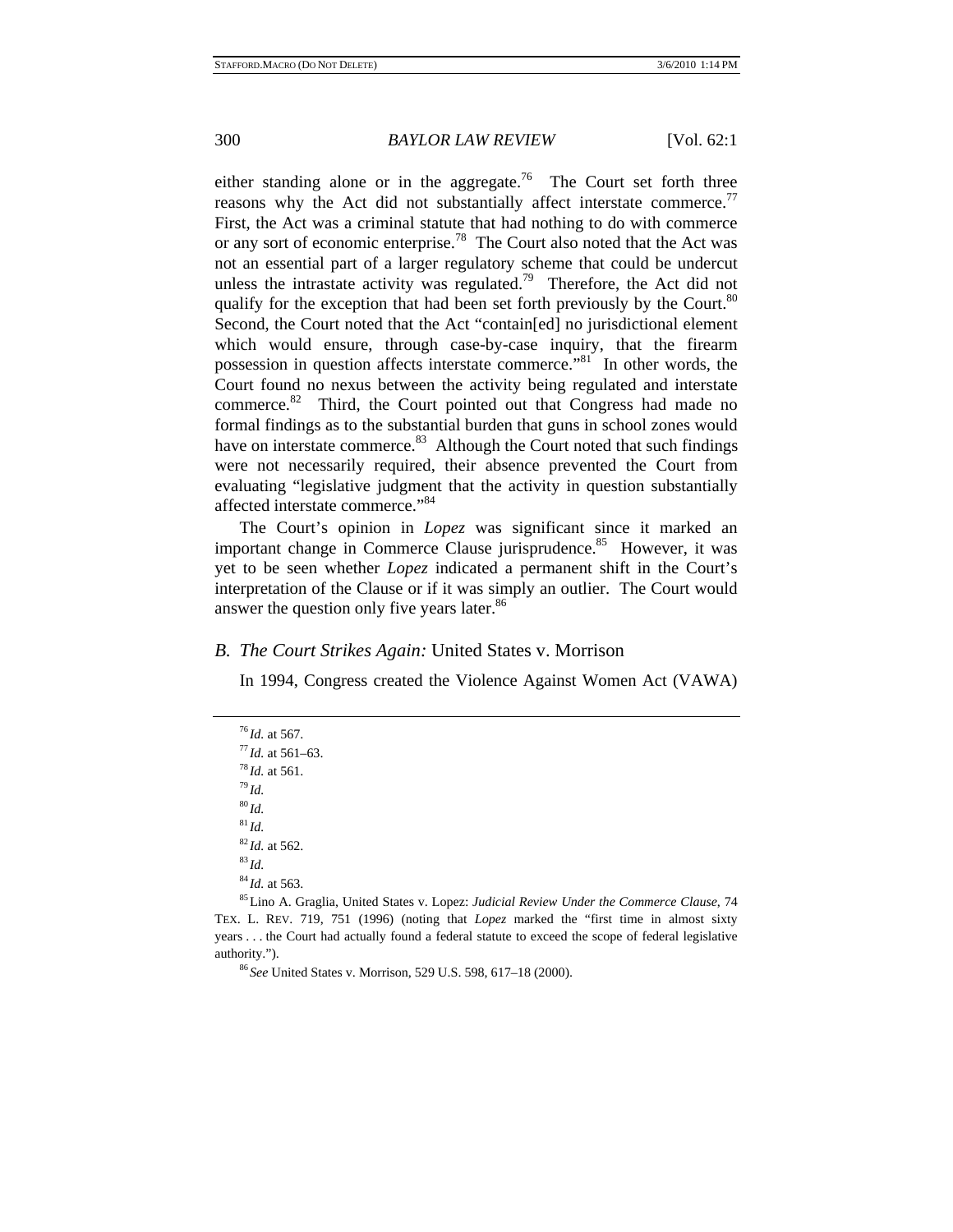either standing alone or in the aggregate.[76] The Court set forth three reasons why the Act did not substantially affect interstate commerce.[77] First, the Act was a criminal statute that had nothing to do with commerce or any sort of economic enterprise.[78] The Court also noted that the Act was not an essential part of a larger regulatory scheme that could be undercut unless the intrastate activity was regulated.[79] Therefore, the Act did not qualify for the exception that had been set forth previously by the Court.[80] Second, the Court noted that the Act "contain[ed] no jurisdictional element which would ensure, through case-by-case inquiry, that the firearm possession in question affects interstate commerce."[81] In other words, the Court found no nexus between the activity being regulated and interstate commerce.[82] Third, the Court pointed out that Congress had made no formal findings as to the substantial burden that guns in school zones would have on interstate commerce.[83] Although the Court noted that such findings were not necessarily required, their absence prevented the Court from evaluating "legislative judgment that the activity in question substantially affected interstate commerce."[84]

The Court's opinion in *Lopez* was significant since it marked an important change in Commerce Clause jurisprudence.[85] However, it was yet to be seen whether *Lopez* indicated a permanent shift in the Court's interpretation of the Clause or if it was simply an outlier. The Court would answer the question only five years later.[86]

### B. *The Court Strikes Again:* United States v. Morrison

In 1994, Congress created the Violence Against Women Act (VAWA)

---

[76] *Id.* at 567.

[77] *Id.* at 561–63.

[78] *Id.* at 561.

[79] *Id.*

[80] *Id.*

[81] *Id.*

[82] *Id.* at 562.

[83] *Id.*

[84] *Id.* at 563.

[85] Lino A. Graglia, United States v. Lopez: *Judicial Review Under the Commerce Clause*, 74 TEX. L. REV. 719, 751 (1996) (noting that *Lopez* marked the "first time in almost sixty years . . . the Court had actually found a federal statute to exceed the scope of federal legislative authority.").

[86] *See* United States v. Morrison, 529 U.S. 598, 617–18 (2000).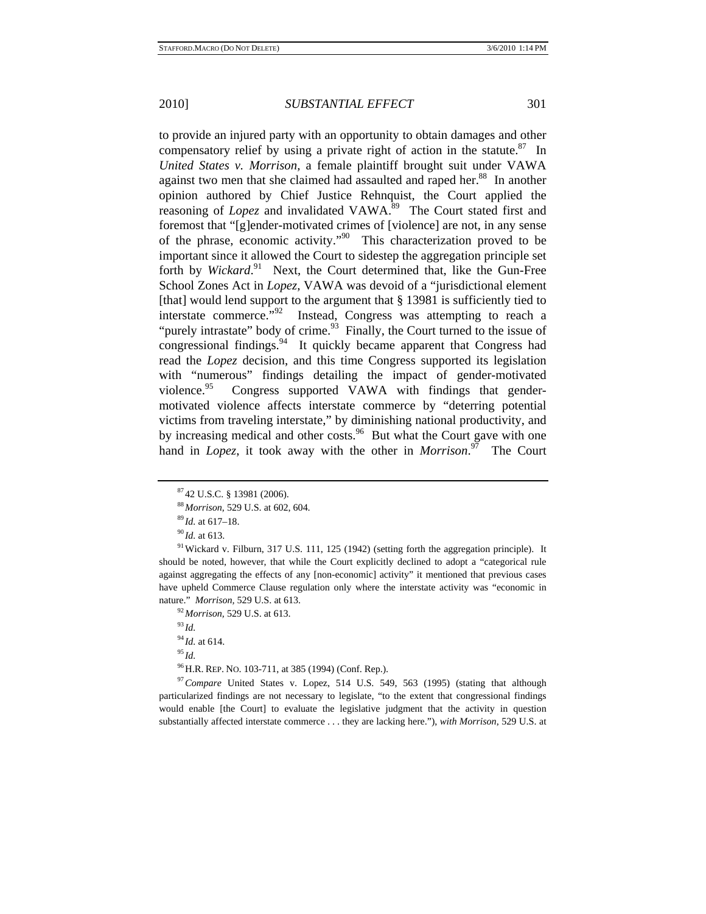to provide an injured party with an opportunity to obtain damages and other compensatory relief by using a private right of action in the statute.[87] In *United States v. Morrison*, a female plaintiff brought suit under VAWA against two men that she claimed had assaulted and raped her.[88] In another opinion authored by Chief Justice Rehnquist, the Court applied the reasoning of *Lopez* and invalidated VAWA.[89] The Court stated first and foremost that "[g]ender-motivated crimes of [violence] are not, in any sense of the phrase, economic activity."[90] This characterization proved to be important since it allowed the Court to sidestep the aggregation principle set forth by *Wickard*.[91] Next, the Court determined that, like the Gun-Free School Zones Act in *Lopez*, VAWA was devoid of a "jurisdictional element [that] would lend support to the argument that § 13981 is sufficiently tied to interstate commerce."[92] Instead, Congress was attempting to reach a "purely intrastate" body of crime.[93] Finally, the Court turned to the issue of congressional findings.[94] It quickly became apparent that Congress had read the *Lopez* decision, and this time Congress supported its legislation with "numerous" findings detailing the impact of gender-motivated violence.[95] Congress supported VAWA with findings that gender-motivated violence affects interstate commerce by "deterring potential victims from traveling interstate," by diminishing national productivity, and by increasing medical and other costs.[96] But what the Court gave with one hand in *Lopez*, it took away with the other in *Morrison*.[97] The Court

---

[87] 42 U.S.C. § 13981 (2006).

[88] *Morrison*, 529 U.S. at 602, 604.

[89] *Id.* at 617–18.

[90] *Id.* at 613.

[91] Wickard v. Filburn, 317 U.S. 111, 125 (1942) (setting forth the aggregation principle). It should be noted, however, that while the Court explicitly declined to adopt a "categorical rule against aggregating the effects of any [non-economic] activity" it mentioned that previous cases have upheld Commerce Clause regulation only where the interstate activity was "economic in nature." *Morrison*, 529 U.S. at 613.

[92] *Morrison*, 529 U.S. at 613.

[93] *Id.*

[94] *Id.* at 614.

[95] *Id.*

[96] H.R. REP. NO. 103-711, at 385 (1994) (Conf. Rep.).

[97] *Compare* United States v. Lopez, 514 U.S. 549, 563 (1995) (stating that although particularized findings are not necessary to legislate, "to the extent that congressional findings would enable [the Court] to evaluate the legislative judgment that the activity in question substantially affected interstate commerce . . . they are lacking here."), *with Morrison*, 529 U.S. at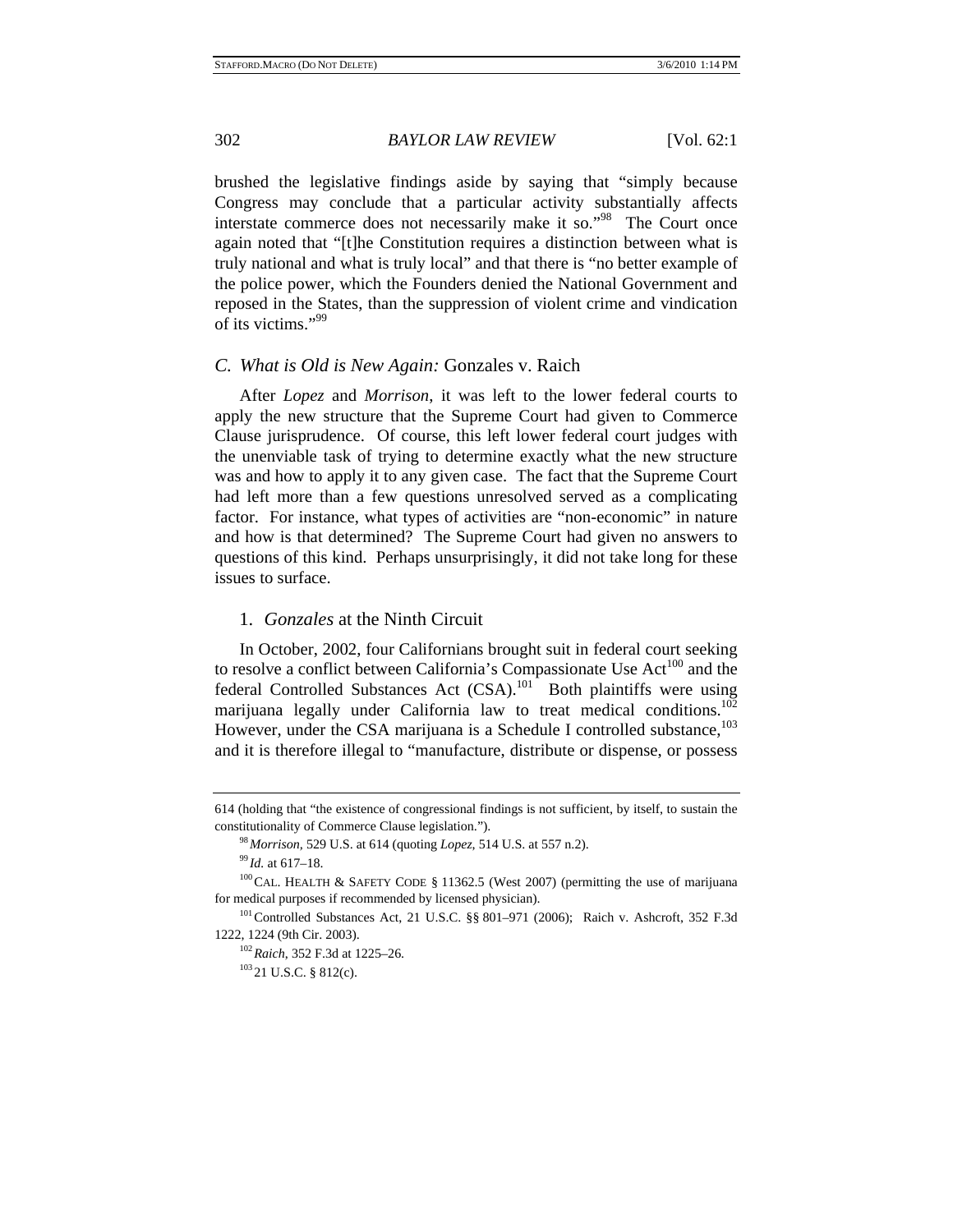brushed the legislative findings aside by saying that "simply because Congress may conclude that a particular activity substantially affects interstate commerce does not necessarily make it so."[98] The Court once again noted that "[t]he Constitution requires a distinction between what is truly national and what is truly local" and that there is "no better example of the police power, which the Founders denied the National Government and reposed in the States, than the suppression of violent crime and vindication of its victims."[99]

### C. *What is Old is New Again:* Gonzales v. Raich

After *Lopez* and *Morrison*, it was left to the lower federal courts to apply the new structure that the Supreme Court had given to Commerce Clause jurisprudence. Of course, this left lower federal court judges with the unenviable task of trying to determine exactly what the new structure was and how to apply it to any given case. The fact that the Supreme Court had left more than a few questions unresolved served as a complicating factor. For instance, what types of activities are "non-economic" in nature and how is that determined? The Supreme Court had given no answers to questions of this kind. Perhaps unsurprisingly, it did not take long for these issues to surface.

#### 1. *Gonzales* at the Ninth Circuit

In October, 2002, four Californians brought suit in federal court seeking to resolve a conflict between California's Compassionate Use Act[100] and the federal Controlled Substances Act (CSA).[101] Both plaintiffs were using marijuana legally under California law to treat medical conditions.[102] However, under the CSA marijuana is a Schedule I controlled substance,[103] and it is therefore illegal to "manufacture, distribute or dispense, or possess

---

614 (holding that "the existence of congressional findings is not sufficient, by itself, to sustain the constitutionality of Commerce Clause legislation.").

[98] *Morrison*, 529 U.S. at 614 (quoting *Lopez*, 514 U.S. at 557 n.2).

[99] *Id.* at 617–18.

[100] CAL. HEALTH & SAFETY CODE § 11362.5 (West 2007) (permitting the use of marijuana for medical purposes if recommended by licensed physician).

[101] Controlled Substances Act, 21 U.S.C. §§ 801–971 (2006); Raich v. Ashcroft, 352 F.3d 1222, 1224 (9th Cir. 2003).

[102] *Raich*, 352 F.3d at 1225–26.

[103] 21 U.S.C. § 812(c).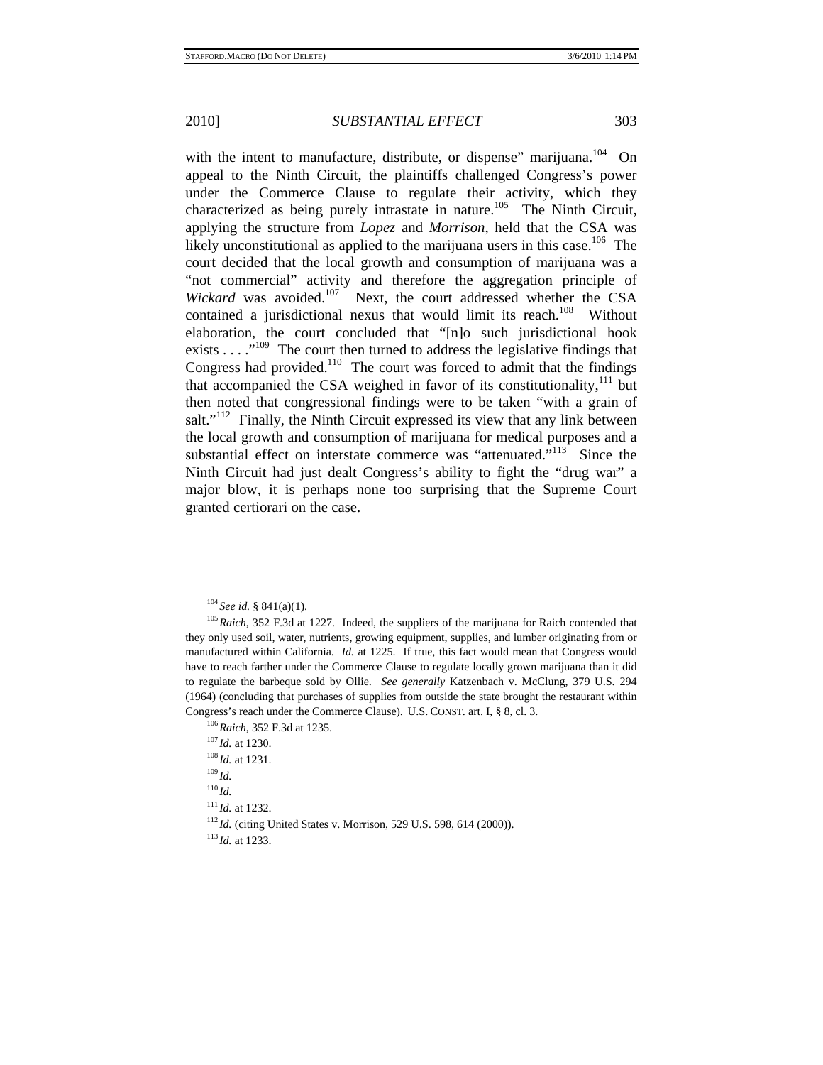with the intent to manufacture, distribute, or dispense" marijuana.[104] On appeal to the Ninth Circuit, the plaintiffs challenged Congress's power under the Commerce Clause to regulate their activity, which they characterized as being purely intrastate in nature.[105] The Ninth Circuit, applying the structure from *Lopez* and *Morrison*, held that the CSA was likely unconstitutional as applied to the marijuana users in this case.[106] The court decided that the local growth and consumption of marijuana was a "not commercial" activity and therefore the aggregation principle of *Wickard* was avoided.[107] Next, the court addressed whether the CSA contained a jurisdictional nexus that would limit its reach.[108] Without elaboration, the court concluded that "[n]o such jurisdictional hook exists . . . ."[109] The court then turned to address the legislative findings that Congress had provided.[110] The court was forced to admit that the findings that accompanied the CSA weighed in favor of its constitutionality,[111] but then noted that congressional findings were to be taken "with a grain of salt."[112] Finally, the Ninth Circuit expressed its view that any link between the local growth and consumption of marijuana for medical purposes and a substantial effect on interstate commerce was "attenuated."[113] Since the Ninth Circuit had just dealt Congress's ability to fight the "drug war" a major blow, it is perhaps none too surprising that the Supreme Court granted certiorari on the case.

---

[104] *See id.* § 841(a)(1).

[105] *Raich*, 352 F.3d at 1227. Indeed, the suppliers of the marijuana for Raich contended that they only used soil, water, nutrients, growing equipment, supplies, and lumber originating from or manufactured within California. *Id.* at 1225. If true, this fact would mean that Congress would have to reach farther under the Commerce Clause to regulate locally grown marijuana than it did to regulate the barbeque sold by Ollie. *See generally* Katzenbach v. McClung, 379 U.S. 294 (1964) (concluding that purchases of supplies from outside the state brought the restaurant within Congress's reach under the Commerce Clause). U.S. CONST. art. I, § 8, cl. 3.

[106] *Raich*, 352 F.3d at 1235.

[107] *Id.* at 1230.

[108] *Id.* at 1231.

[109] *Id.*

[110] *Id.*

[111] *Id.* at 1232.

[112] *Id.* (citing United States v. Morrison, 529 U.S. 598, 614 (2000)).

[113] *Id.* at 1233.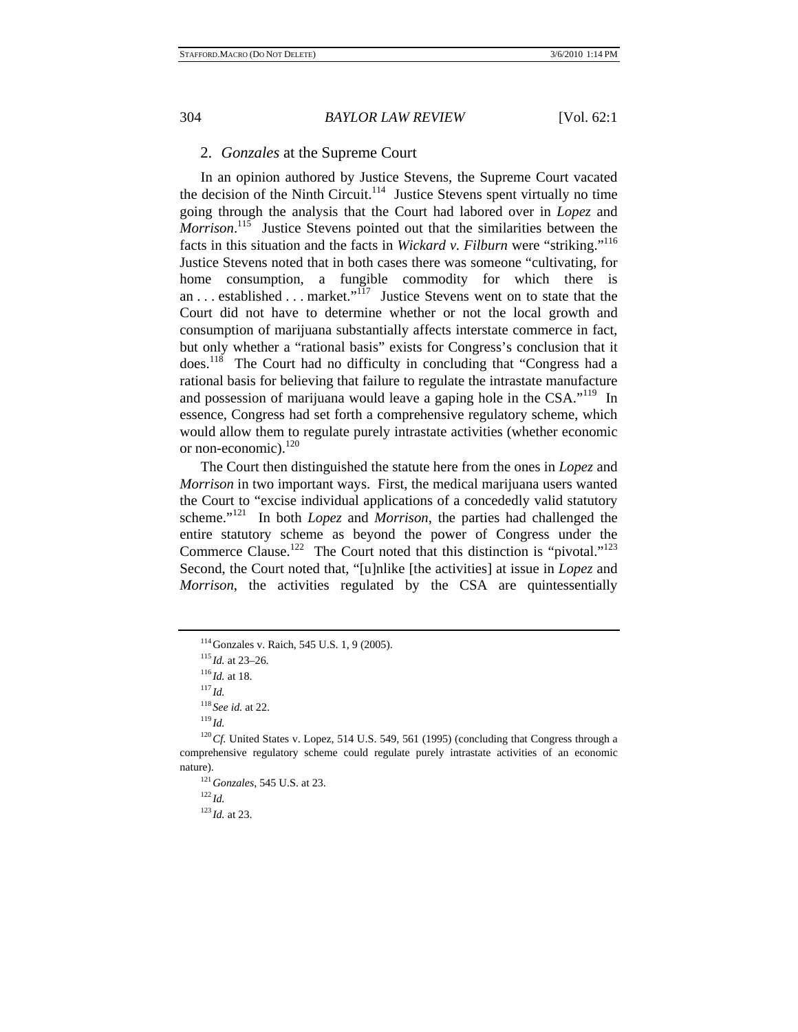### 2. *Gonzales* at the Supreme Court

In an opinion authored by Justice Stevens, the Supreme Court vacated the decision of the Ninth Circuit.[114] Justice Stevens spent virtually no time going through the analysis that the Court had labored over in *Lopez* and *Morrison*.[115] Justice Stevens pointed out that the similarities between the facts in this situation and the facts in *Wickard v. Filburn* were "striking."[116] Justice Stevens noted that in both cases there was someone "cultivating, for home consumption, a fungible commodity for which there is an . . . established . . . market."[117] Justice Stevens went on to state that the Court did not have to determine whether or not the local growth and consumption of marijuana substantially affects interstate commerce in fact, but only whether a "rational basis" exists for Congress's conclusion that it does.[118] The Court had no difficulty in concluding that "Congress had a rational basis for believing that failure to regulate the intrastate manufacture and possession of marijuana would leave a gaping hole in the CSA."[119] In essence, Congress had set forth a comprehensive regulatory scheme, which would allow them to regulate purely intrastate activities (whether economic or non-economic).[120]

The Court then distinguished the statute here from the ones in *Lopez* and *Morrison* in two important ways. First, the medical marijuana users wanted the Court to "excise individual applications of a concededly valid statutory scheme."[121] In both *Lopez* and *Morrison*, the parties had challenged the entire statutory scheme as beyond the power of Congress under the Commerce Clause.[122] The Court noted that this distinction is "pivotal."[123] Second, the Court noted that, "[u]nlike [the activities] at issue in *Lopez* and *Morrison*, the activities regulated by the CSA are quintessentially

---

[114] Gonzales v. Raich, 545 U.S. 1, 9 (2005).

[115] *Id.* at 23–26.

[116] *Id.* at 18.

[117] *Id.*

[118] *See id.* at 22.

[119] *Id.*

[120] *Cf.* United States v. Lopez, 514 U.S. 549, 561 (1995) (concluding that Congress through a comprehensive regulatory scheme could regulate purely intrastate activities of an economic nature).

[121] *Gonzales*, 545 U.S. at 23.

[122] *Id.*

[123] *Id.* at 23.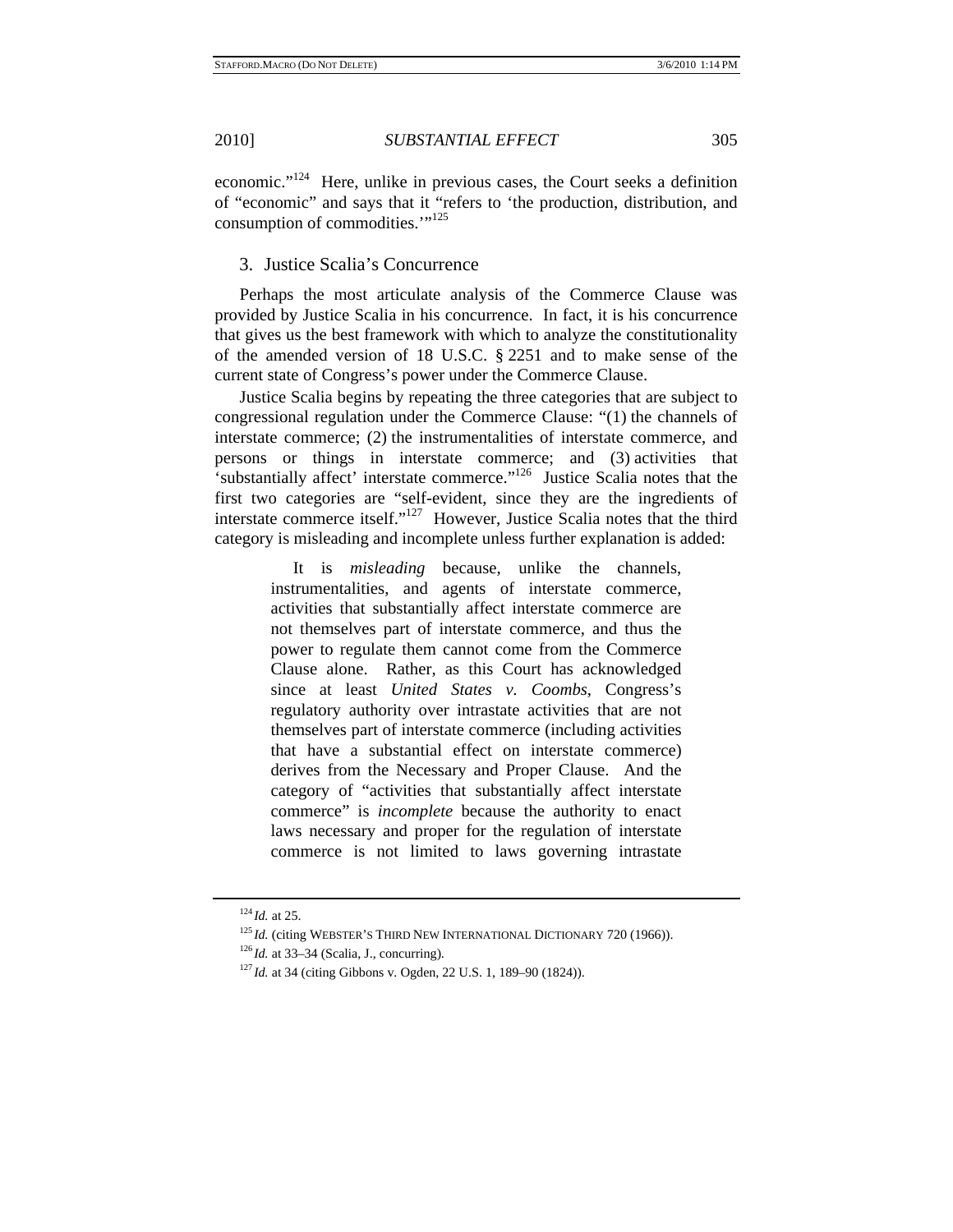economic."[124] Here, unlike in previous cases, the Court seeks a definition of "economic" and says that it "refers to 'the production, distribution, and consumption of commodities.'"[125]

### 3. Justice Scalia's Concurrence

Perhaps the most articulate analysis of the Commerce Clause was provided by Justice Scalia in his concurrence. In fact, it is his concurrence that gives us the best framework with which to analyze the constitutionality of the amended version of 18 U.S.C. § 2251 and to make sense of the current state of Congress's power under the Commerce Clause.

Justice Scalia begins by repeating the three categories that are subject to congressional regulation under the Commerce Clause: "(1) the channels of interstate commerce; (2) the instrumentalities of interstate commerce, and persons or things in interstate commerce; and (3) activities that 'substantially affect' interstate commerce."[126] Justice Scalia notes that the first two categories are "self-evident, since they are the ingredients of interstate commerce itself."[127] However, Justice Scalia notes that the third category is misleading and incomplete unless further explanation is added:

> It is *misleading* because, unlike the channels, instrumentalities, and agents of interstate commerce, activities that substantially affect interstate commerce are not themselves part of interstate commerce, and thus the power to regulate them cannot come from the Commerce Clause alone. Rather, as this Court has acknowledged since at least *United States v. Coombs*, Congress's regulatory authority over intrastate activities that are not themselves part of interstate commerce (including activities that have a substantial effect on interstate commerce) derives from the Necessary and Proper Clause. And the category of "activities that substantially affect interstate commerce" is *incomplete* because the authority to enact laws necessary and proper for the regulation of interstate commerce is not limited to laws governing intrastate

---

[124] *Id.* at 25.

[125] *Id.* (citing WEBSTER'S THIRD NEW INTERNATIONAL DICTIONARY 720 (1966)).

[126] *Id.* at 33–34 (Scalia, J., concurring).

[127] *Id.* at 34 (citing Gibbons v. Ogden, 22 U.S. 1, 189–90 (1824)).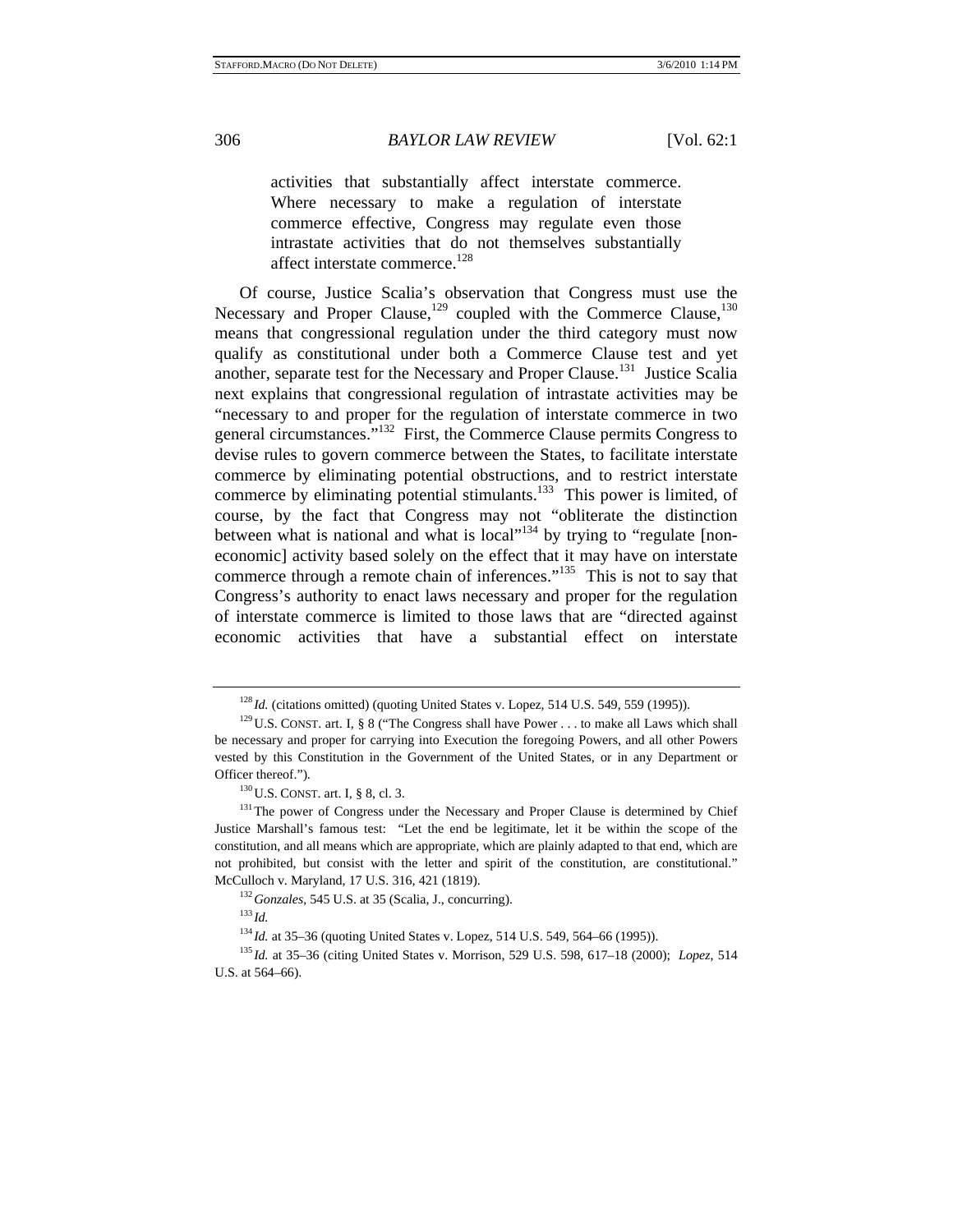> activities that substantially affect interstate commerce. Where necessary to make a regulation of interstate commerce effective, Congress may regulate even those intrastate activities that do not themselves substantially affect interstate commerce.[128]

Of course, Justice Scalia's observation that Congress must use the Necessary and Proper Clause,[129] coupled with the Commerce Clause,[130] means that congressional regulation under the third category must now qualify as constitutional under both a Commerce Clause test and yet another, separate test for the Necessary and Proper Clause.[131] Justice Scalia next explains that congressional regulation of intrastate activities may be "necessary to and proper for the regulation of interstate commerce in two general circumstances."[132] First, the Commerce Clause permits Congress to devise rules to govern commerce between the States, to facilitate interstate commerce by eliminating potential obstructions, and to restrict interstate commerce by eliminating potential stimulants.[133] This power is limited, of course, by the fact that Congress may not "obliterate the distinction between what is national and what is local"[134] by trying to "regulate [non-economic] activity based solely on the effect that it may have on interstate commerce through a remote chain of inferences."[135] This is not to say that Congress's authority to enact laws necessary and proper for the regulation of interstate commerce is limited to those laws that are "directed against economic activities that have a substantial effect on interstate

---

[128] *Id.* (citations omitted) (quoting United States v. Lopez, 514 U.S. 549, 559 (1995)).

[129] U.S. CONST. art. I, § 8 ("The Congress shall have Power . . . to make all Laws which shall be necessary and proper for carrying into Execution the foregoing Powers, and all other Powers vested by this Constitution in the Government of the United States, or in any Department or Officer thereof.").

[130] U.S. CONST. art. I, § 8, cl. 3.

[131] The power of Congress under the Necessary and Proper Clause is determined by Chief Justice Marshall's famous test: "Let the end be legitimate, let it be within the scope of the constitution, and all means which are appropriate, which are plainly adapted to that end, which are not prohibited, but consist with the letter and spirit of the constitution, are constitutional." McCulloch v. Maryland, 17 U.S. 316, 421 (1819).

[132] *Gonzales*, 545 U.S. at 35 (Scalia, J., concurring).

[133] *Id.*

[134] *Id.* at 35–36 (quoting United States v. Lopez, 514 U.S. 549, 564–66 (1995)).

[135] *Id.* at 35–36 (citing United States v. Morrison, 529 U.S. 598, 617–18 (2000); *Lopez*, 514 U.S. at 564–66).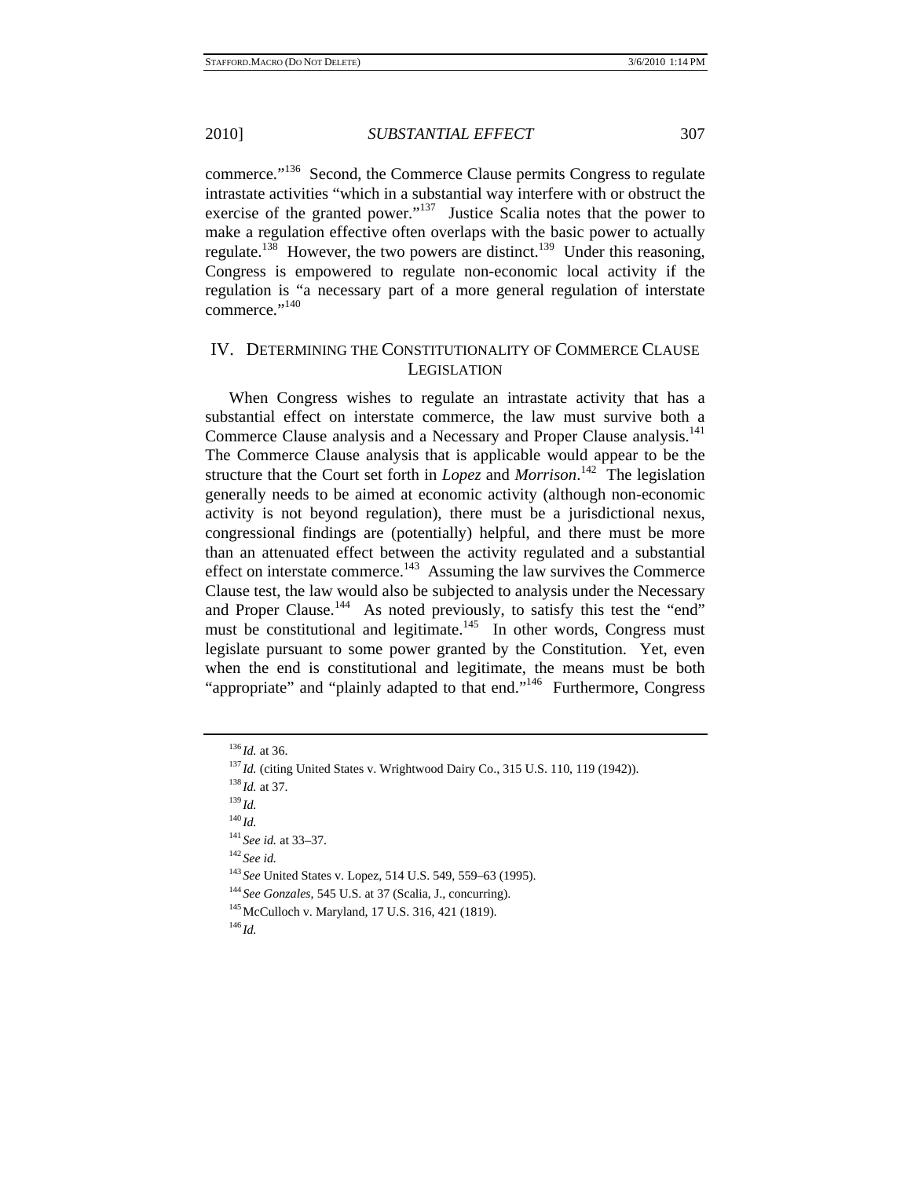commerce."[136] Second, the Commerce Clause permits Congress to regulate intrastate activities "which in a substantial way interfere with or obstruct the exercise of the granted power."[137] Justice Scalia notes that the power to make a regulation effective often overlaps with the basic power to actually regulate.[138] However, the two powers are distinct.[139] Under this reasoning, Congress is empowered to regulate non-economic local activity if the regulation is "a necessary part of a more general regulation of interstate commerce."[140]

## IV. DETERMINING THE CONSTITUTIONALITY OF COMMERCE CLAUSE LEGISLATION

When Congress wishes to regulate an intrastate activity that has a substantial effect on interstate commerce, the law must survive both a Commerce Clause analysis and a Necessary and Proper Clause analysis.[141] The Commerce Clause analysis that is applicable would appear to be the structure that the Court set forth in *Lopez* and *Morrison*.[142] The legislation generally needs to be aimed at economic activity (although non-economic activity is not beyond regulation), there must be a jurisdictional nexus, congressional findings are (potentially) helpful, and there must be more than an attenuated effect between the activity regulated and a substantial effect on interstate commerce.[143] Assuming the law survives the Commerce Clause test, the law would also be subjected to analysis under the Necessary and Proper Clause.[144] As noted previously, to satisfy this test the "end" must be constitutional and legitimate.[145] In other words, Congress must legislate pursuant to some power granted by the Constitution. Yet, even when the end is constitutional and legitimate, the means must be both "appropriate" and "plainly adapted to that end."[146] Furthermore, Congress

---

[136] *Id.* at 36.

[137] *Id.* (citing United States v. Wrightwood Dairy Co., 315 U.S. 110, 119 (1942)).

[138] *Id.* at 37.

[139] *Id.*

[140] *Id.*

[141] *See id.* at 33–37.

[142] *See id.*

[143] *See* United States v. Lopez, 514 U.S. 549, 559–63 (1995).

[144] *See Gonzales*, 545 U.S. at 37 (Scalia, J., concurring).

[145] McCulloch v. Maryland, 17 U.S. 316, 421 (1819).

[146] *Id.*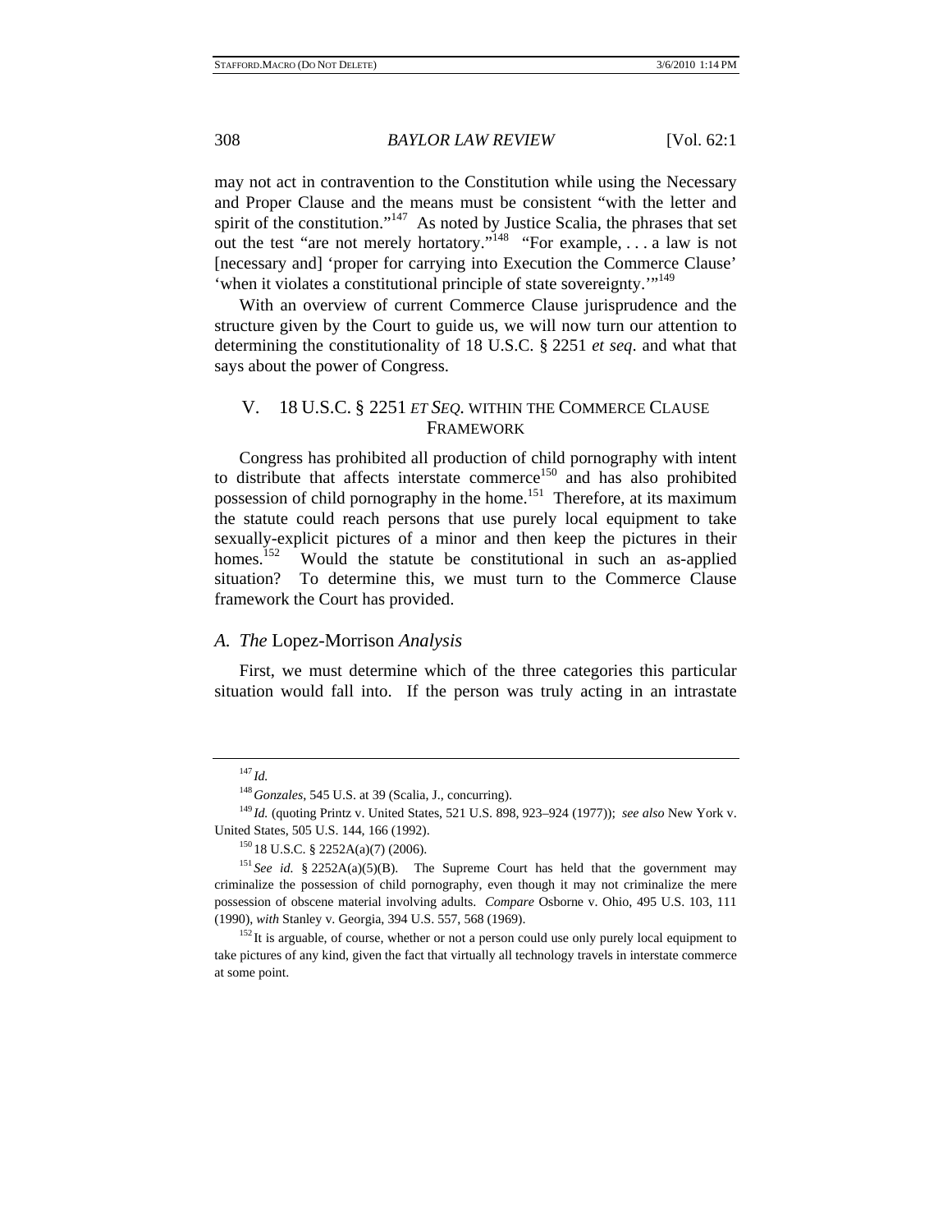may not act in contravention to the Constitution while using the Necessary and Proper Clause and the means must be consistent "with the letter and spirit of the constitution."[147] As noted by Justice Scalia, the phrases that set out the test "are not merely hortatory."[148] "For example, . . . a law is not [necessary and] 'proper for carrying into Execution the Commerce Clause' 'when it violates a constitutional principle of state sovereignty.'"[149]

With an overview of current Commerce Clause jurisprudence and the structure given by the Court to guide us, we will now turn our attention to determining the constitutionality of 18 U.S.C. § 2251 *et seq*. and what that says about the power of Congress.

## V. 18 U.S.C. § 2251 *ET SEQ.* WITHIN THE COMMERCE CLAUSE FRAMEWORK

Congress has prohibited all production of child pornography with intent to distribute that affects interstate commerce[150] and has also prohibited possession of child pornography in the home.[151] Therefore, at its maximum the statute could reach persons that use purely local equipment to take sexually-explicit pictures of a minor and then keep the pictures in their homes.[152] Would the statute be constitutional in such an as-applied situation? To determine this, we must turn to the Commerce Clause framework the Court has provided.

### *A. The* Lopez-Morrison *Analysis*

First, we must determine which of the three categories this particular situation would fall into. If the person was truly acting in an intrastate

---

[147] *Id.*

[148] *Gonzales*, 545 U.S. at 39 (Scalia, J., concurring).

[149] *Id.* (quoting Printz v. United States, 521 U.S. 898, 923–924 (1977)); *see also* New York v. United States, 505 U.S. 144, 166 (1992).

[150] 18 U.S.C. § 2252A(a)(7) (2006).

[151] *See id.* § 2252A(a)(5)(B). The Supreme Court has held that the government may criminalize the possession of child pornography, even though it may not criminalize the mere possession of obscene material involving adults. *Compare* Osborne v. Ohio, 495 U.S. 103, 111 (1990), *with* Stanley v. Georgia, 394 U.S. 557, 568 (1969).

[152] It is arguable, of course, whether or not a person could use only purely local equipment to take pictures of any kind, given the fact that virtually all technology travels in interstate commerce at some point.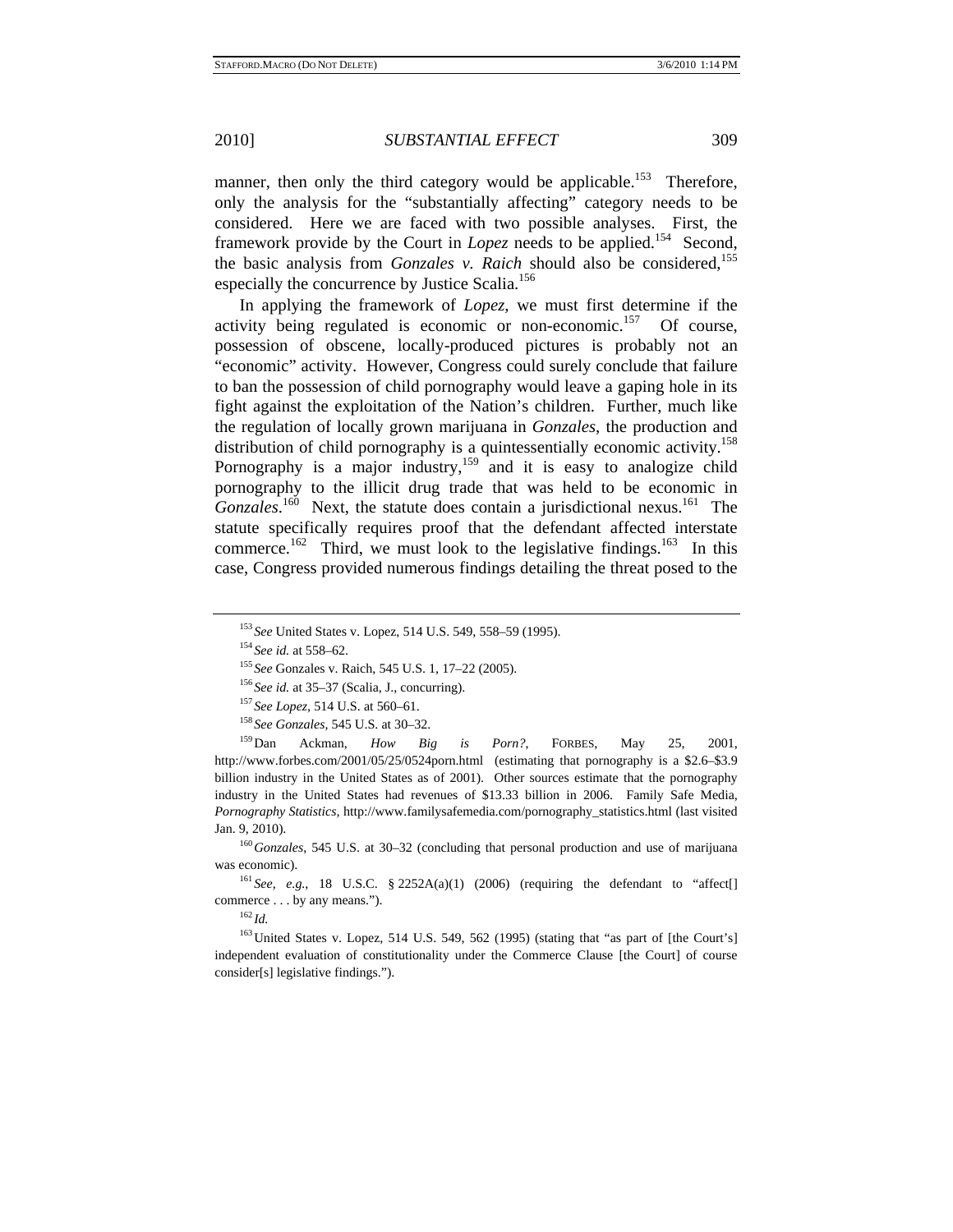manner, then only the third category would be applicable.[153] Therefore, only the analysis for the "substantially affecting" category needs to be considered. Here we are faced with two possible analyses. First, the framework provide by the Court in *Lopez* needs to be applied.[154] Second, the basic analysis from *Gonzales v. Raich* should also be considered,[155] especially the concurrence by Justice Scalia.[156]

In applying the framework of *Lopez*, we must first determine if the activity being regulated is economic or non-economic.[157] Of course, possession of obscene, locally-produced pictures is probably not an "economic" activity. However, Congress could surely conclude that failure to ban the possession of child pornography would leave a gaping hole in its fight against the exploitation of the Nation's children. Further, much like the regulation of locally grown marijuana in *Gonzales*, the production and distribution of child pornography is a quintessentially economic activity.[158] Pornography is a major industry,[159] and it is easy to analogize child pornography to the illicit drug trade that was held to be economic in *Gonzales*.[160] Next, the statute does contain a jurisdictional nexus.[161] The statute specifically requires proof that the defendant affected interstate commerce.[162] Third, we must look to the legislative findings.[163] In this case, Congress provided numerous findings detailing the threat posed to the

---

[153] *See* United States v. Lopez, 514 U.S. 549, 558–59 (1995).

[154] *See id.* at 558–62.

[155] *See* Gonzales v. Raich, 545 U.S. 1, 17–22 (2005).

[156] *See id.* at 35–37 (Scalia, J., concurring).

[157] *See Lopez*, 514 U.S. at 560–61.

[158] *See Gonzales,* 545 U.S. at 30–32.

[159] Dan Ackman, *How Big is Porn?*, FORBES, May 25, 2001, http://www.forbes.com/2001/05/25/0524porn.html (estimating that pornography is a $2.6–$3.9 billion industry in the United States as of 2001). Other sources estimate that the pornography industry in the United States had revenues of $13.33 billion in 2006. Family Safe Media, *Pornography Statistics*, http://www.familysafemedia.com/pornography_statistics.html (last visited Jan. 9, 2010).

[160] *Gonzales*, 545 U.S. at 30–32 (concluding that personal production and use of marijuana was economic).

[161] *See, e.g.*, 18 U.S.C. § 2252A(a)(1) (2006) (requiring the defendant to "affect[] commerce . . . by any means.").

[162] *Id.*

[163] United States v. Lopez, 514 U.S. 549, 562 (1995) (stating that "as part of [the Court's] independent evaluation of constitutionality under the Commerce Clause [the Court] of course consider[s] legislative findings.").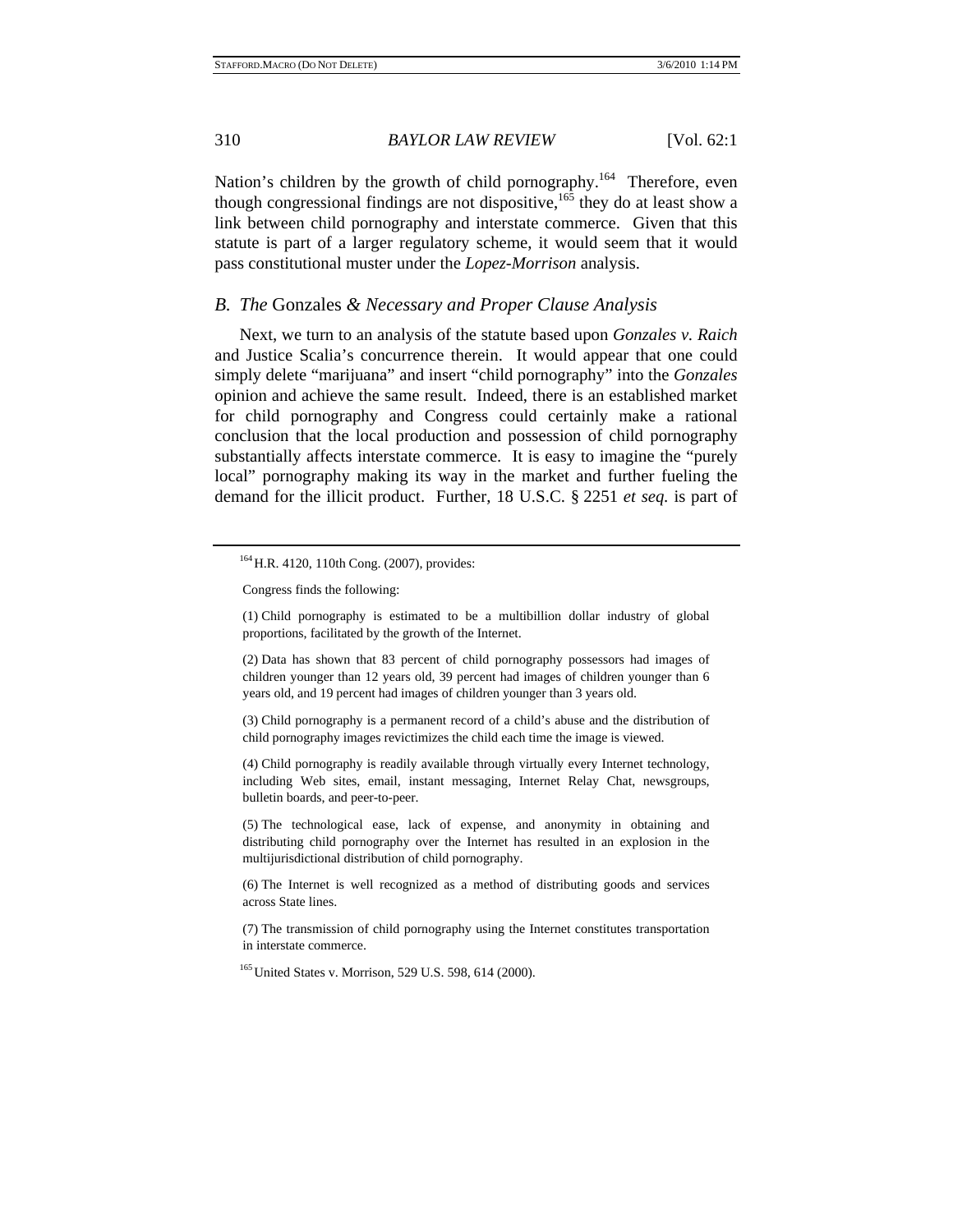Nation's children by the growth of child pornography.[164] Therefore, even though congressional findings are not dispositive,[165] they do at least show a link between child pornography and interstate commerce. Given that this statute is part of a larger regulatory scheme, it would seem that it would pass constitutional muster under the *Lopez-Morrison* analysis.

### *B. The* Gonzales *& Necessary and Proper Clause Analysis*

Next, we turn to an analysis of the statute based upon *Gonzales v. Raich* and Justice Scalia's concurrence therein. It would appear that one could simply delete "marijuana" and insert "child pornography" into the *Gonzales* opinion and achieve the same result. Indeed, there is an established market for child pornography and Congress could certainly make a rational conclusion that the local production and possession of child pornography substantially affects interstate commerce. It is easy to imagine the "purely local" pornography making its way in the market and further fueling the demand for the illicit product. Further, 18 U.S.C. § 2251 *et seq.* is part of

---

[164] H.R. 4120, 110th Cong. (2007), provides:

> Congress finds the following:
>
> (1) Child pornography is estimated to be a multibillion dollar industry of global proportions, facilitated by the growth of the Internet.
>
> (2) Data has shown that 83 percent of child pornography possessors had images of children younger than 12 years old, 39 percent had images of children younger than 6 years old, and 19 percent had images of children younger than 3 years old.
>
> (3) Child pornography is a permanent record of a child's abuse and the distribution of child pornography images revictimizes the child each time the image is viewed.
>
> (4) Child pornography is readily available through virtually every Internet technology, including Web sites, email, instant messaging, Internet Relay Chat, newsgroups, bulletin boards, and peer-to-peer.
>
> (5) The technological ease, lack of expense, and anonymity in obtaining and distributing child pornography over the Internet has resulted in an explosion in the multijurisdictional distribution of child pornography.
>
> (6) The Internet is well recognized as a method of distributing goods and services across State lines.
>
> (7) The transmission of child pornography using the Internet constitutes transportation in interstate commerce.

[165] United States v. Morrison, 529 U.S. 598, 614 (2000).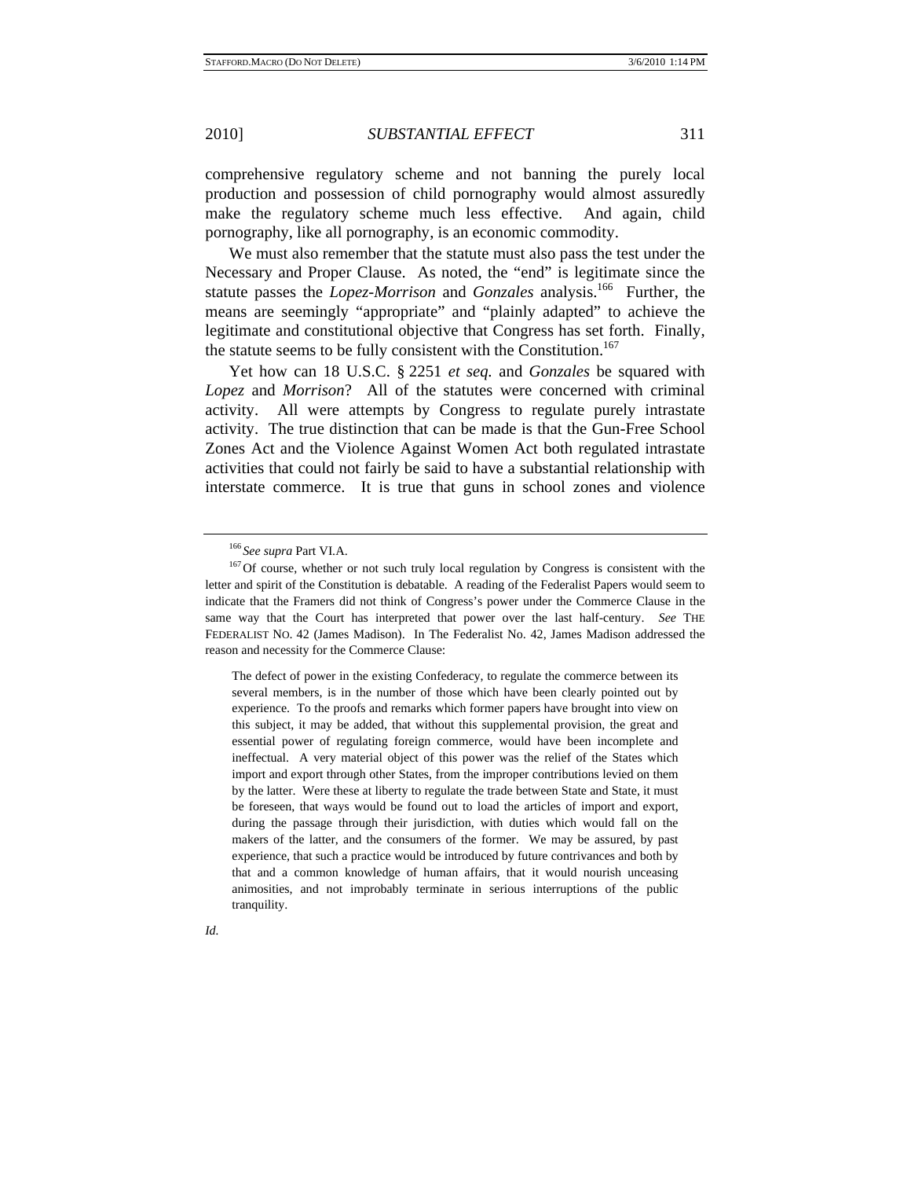comprehensive regulatory scheme and not banning the purely local production and possession of child pornography would almost assuredly make the regulatory scheme much less effective. And again, child pornography, like all pornography, is an economic commodity.

We must also remember that the statute must also pass the test under the Necessary and Proper Clause. As noted, the "end" is legitimate since the statute passes the *Lopez-Morrison* and *Gonzales* analysis.[166] Further, the means are seemingly "appropriate" and "plainly adapted" to achieve the legitimate and constitutional objective that Congress has set forth. Finally, the statute seems to be fully consistent with the Constitution.[167]

Yet how can 18 U.S.C. § 2251 *et seq.* and *Gonzales* be squared with *Lopez* and *Morrison*? All of the statutes were concerned with criminal activity. All were attempts by Congress to regulate purely intrastate activity. The true distinction that can be made is that the Gun-Free School Zones Act and the Violence Against Women Act both regulated intrastate activities that could not fairly be said to have a substantial relationship with interstate commerce. It is true that guns in school zones and violence

---

[166] *See supra* Part VI.A.

[167] Of course, whether or not such truly local regulation by Congress is consistent with the letter and spirit of the Constitution is debatable. A reading of the Federalist Papers would seem to indicate that the Framers did not think of Congress's power under the Commerce Clause in the same way that the Court has interpreted that power over the last half-century. *See* THE FEDERALIST NO. 42 (James Madison). In The Federalist No. 42, James Madison addressed the reason and necessity for the Commerce Clause:

> The defect of power in the existing Confederacy, to regulate the commerce between its several members, is in the number of those which have been clearly pointed out by experience. To the proofs and remarks which former papers have brought into view on this subject, it may be added, that without this supplemental provision, the great and essential power of regulating foreign commerce, would have been incomplete and ineffectual. A very material object of this power was the relief of the States which import and export through other States, from the improper contributions levied on them by the latter. Were these at liberty to regulate the trade between State and State, it must be foreseen, that ways would be found out to load the articles of import and export, during the passage through their jurisdiction, with duties which would fall on the makers of the latter, and the consumers of the former. We may be assured, by past experience, that such a practice would be introduced by future contrivances and both by that and a common knowledge of human affairs, that it would nourish unceasing animosities, and not improbably terminate in serious interruptions of the public tranquility.

*Id.*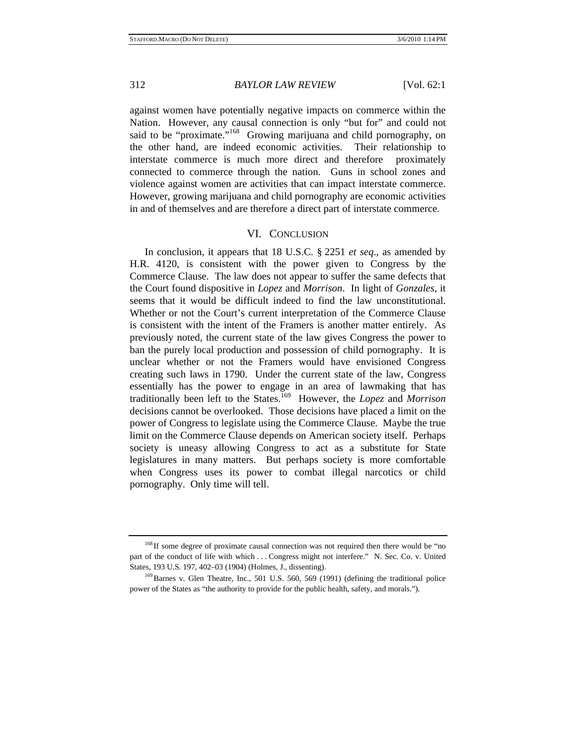against women have potentially negative impacts on commerce within the Nation. However, any causal connection is only "but for" and could not said to be "proximate."[168] Growing marijuana and child pornography, on the other hand, are indeed economic activities. Their relationship to interstate commerce is much more direct and therefore proximately connected to commerce through the nation. Guns in school zones and violence against women are activities that can impact interstate commerce. However, growing marijuana and child pornography are economic activities in and of themselves and are therefore a direct part of interstate commerce.

## VI. CONCLUSION

In conclusion, it appears that 18 U.S.C. § 2251 *et seq*., as amended by H.R. 4120, is consistent with the power given to Congress by the Commerce Clause. The law does not appear to suffer the same defects that the Court found dispositive in *Lopez* and *Morrison*. In light of *Gonzales*, it seems that it would be difficult indeed to find the law unconstitutional. Whether or not the Court's current interpretation of the Commerce Clause is consistent with the intent of the Framers is another matter entirely. As previously noted, the current state of the law gives Congress the power to ban the purely local production and possession of child pornography. It is unclear whether or not the Framers would have envisioned Congress creating such laws in 1790. Under the current state of the law, Congress essentially has the power to engage in an area of lawmaking that has traditionally been left to the States.[169] However, the *Lopez* and *Morrison* decisions cannot be overlooked. Those decisions have placed a limit on the power of Congress to legislate using the Commerce Clause. Maybe the true limit on the Commerce Clause depends on American society itself. Perhaps society is uneasy allowing Congress to act as a substitute for State legislatures in many matters. But perhaps society is more comfortable when Congress uses its power to combat illegal narcotics or child pornography. Only time will tell.

---

[168] If some degree of proximate causal connection was not required then there would be "no part of the conduct of life with which . . . Congress might not interfere." N. Sec. Co. v. United States, 193 U.S. 197, 402–03 (1904) (Holmes, J., dissenting).

[169] Barnes v. Glen Theatre, Inc., 501 U.S. 560, 569 (1991) (defining the traditional police power of the States as "the authority to provide for the public health, safety, and morals.").